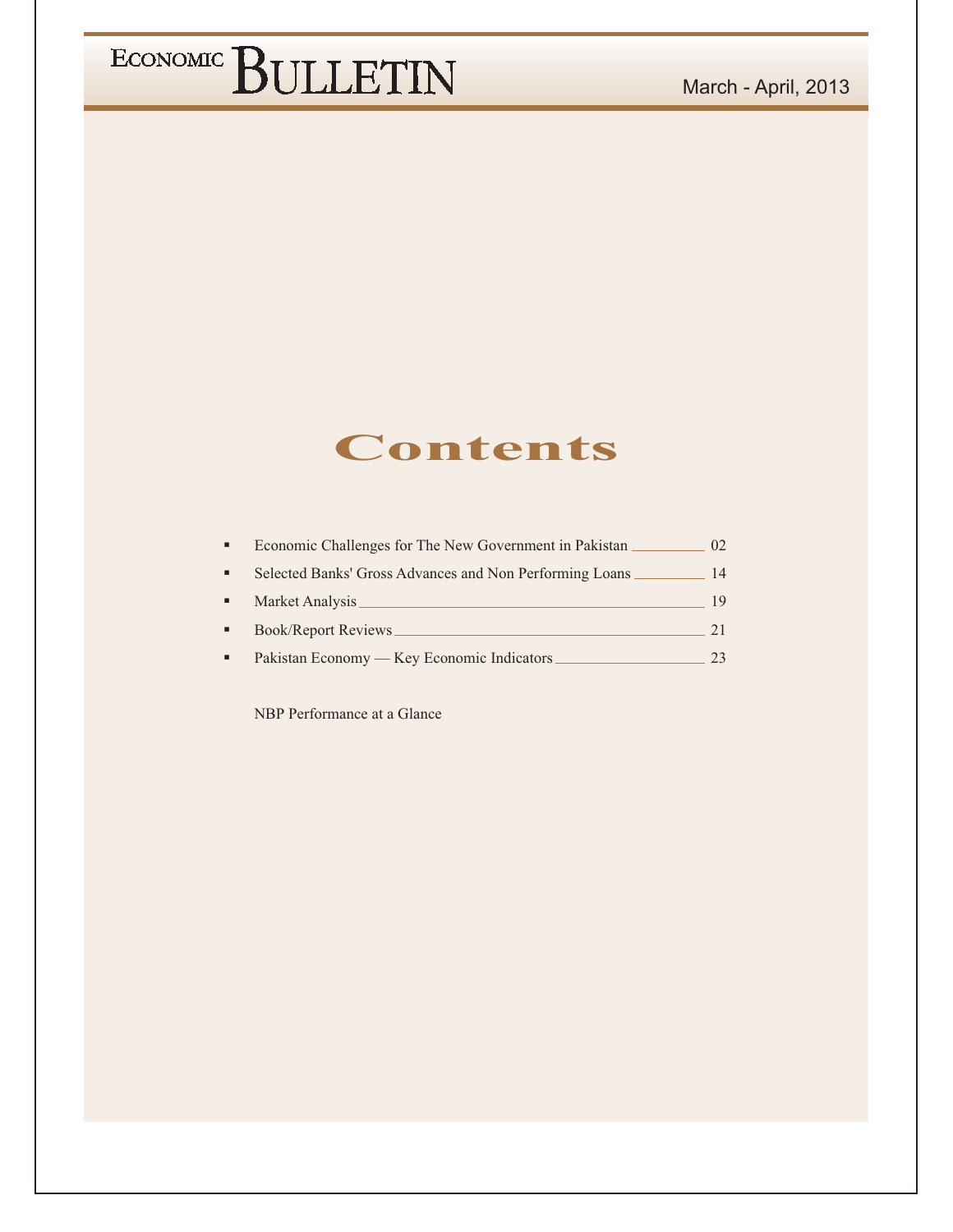# Contents

- Economic Challenges for The New Government in Pakistan ........ 02
- Selected Banks' Gross Advances and Non Performing Loans ........ 14
- Market Analysis ........ 19
- Book/Report Reviews ........ 21
- Pakistan Economy — Key Economic Indicators ........ 23

NBP Performance at a Glance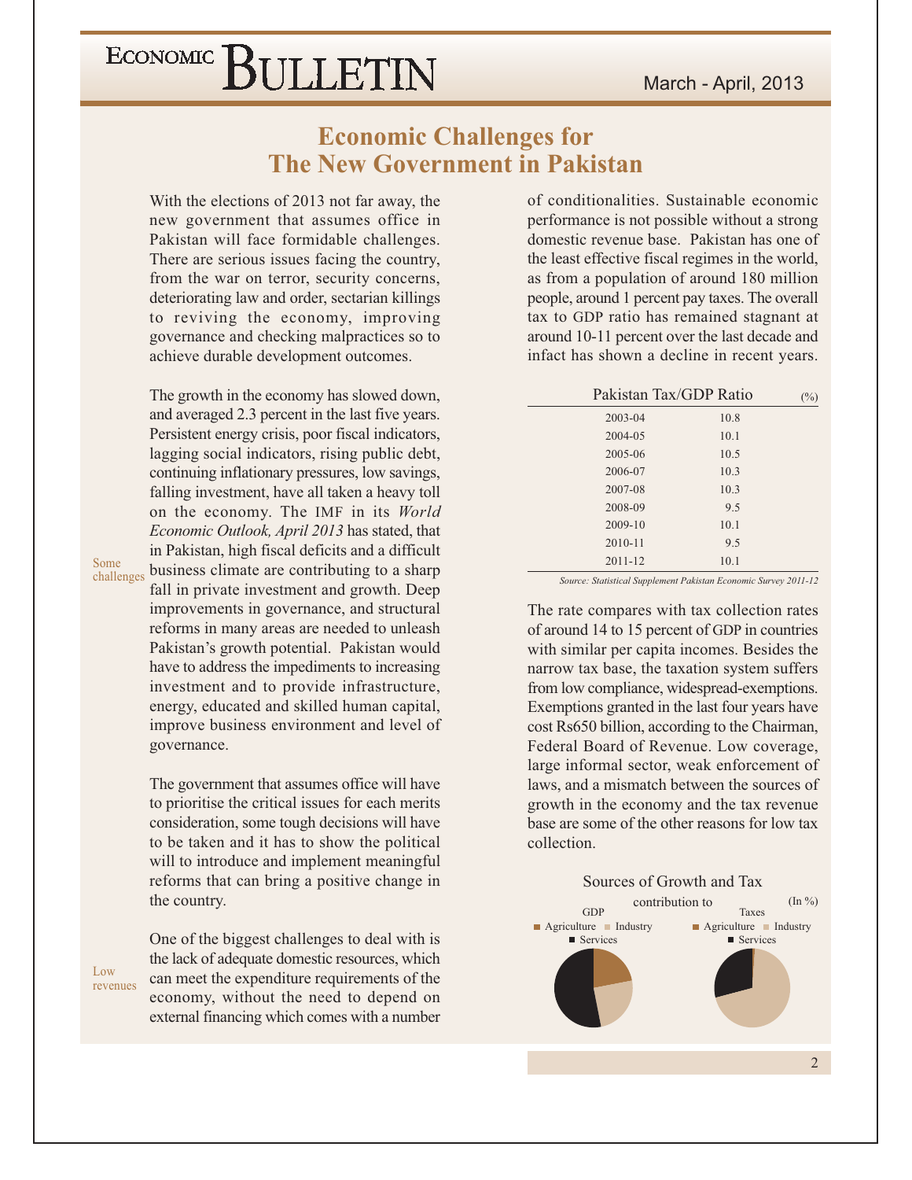# Economic Challenges for The New Government in Pakistan

With the elections of 2013 not far away, the new government that assumes office in Pakistan will face formidable challenges. There are serious issues facing the country, from the war on terror, security concerns, deteriorating law and order, sectarian killings to reviving the economy, improving governance and checking malpractices so to achieve durable development outcomes.

*Some challenges*

The growth in the economy has slowed down, and averaged 2.3 percent in the last five years. Persistent energy crisis, poor fiscal indicators, lagging social indicators, rising public debt, continuing inflationary pressures, low savings, falling investment, have all taken a heavy toll on the economy. The IMF in its *World Economic Outlook, April 2013* has stated, that in Pakistan, high fiscal deficits and a difficult business climate are contributing to a sharp fall in private investment and growth. Deep improvements in governance, and structural reforms in many areas are needed to unleash Pakistan's growth potential. Pakistan would have to address the impediments to increasing investment and to provide infrastructure, energy, educated and skilled human capital, improve business environment and level of governance.

The government that assumes office will have to prioritise the critical issues for each merits consideration, some tough decisions will have to be taken and it has to show the political will to introduce and implement meaningful reforms that can bring a positive change in the country.

*Low revenues*

One of the biggest challenges to deal with is the lack of adequate domestic resources, which can meet the expenditure requirements of the economy, without the need to depend on external financing which comes with a number of conditionalities. Sustainable economic performance is not possible without a strong domestic revenue base. Pakistan has one of the least effective fiscal regimes in the world, as from a population of around 180 million people, around 1 percent pay taxes. The overall tax to GDP ratio has remained stagnant at around 10-11 percent over the last decade and infact has shown a decline in recent years.

Pakistan Tax/GDP Ratio (%)

| Year | Ratio |
|---|---|
| 2003-04 | 10.8 |
| 2004-05 | 10.1 |
| 2005-06 | 10.5 |
| 2006-07 | 10.3 |
| 2007-08 | 10.3 |
| 2008-09 | 9.5 |
| 2009-10 | 10.1 |
| 2010-11 | 9.5 |
| 2011-12 | 10.1 |

*Source: Statistical Supplement Pakistan Economic Survey 2011-12*

The rate compares with tax collection rates of around 14 to 15 percent of GDP in countries with similar per capita incomes. Besides the narrow tax base, the taxation system suffers from low compliance, widespread-exemptions. Exemptions granted in the last four years have cost Rs650 billion, according to the Chairman, Federal Board of Revenue. Low coverage, large informal sector, weak enforcement of laws, and a mismatch between the sources of growth in the economy and the tax revenue base are some of the other reasons for low tax collection.

Sources of Growth and Tax contribution to (In %)

GDP: Agriculture, Industry, Services

Taxes: Agriculture, Industry, Services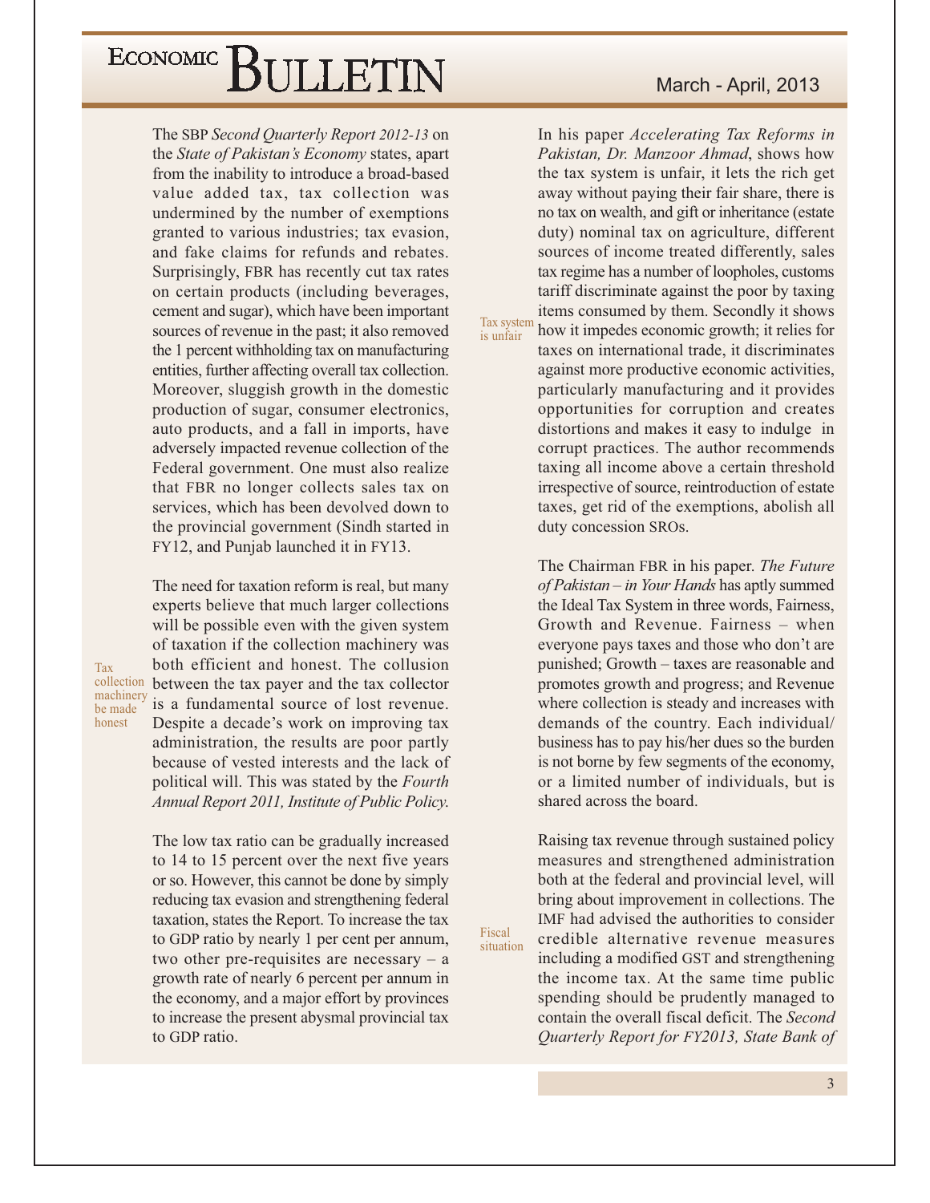The SBP *Second Quarterly Report 2012-13* on the *State of Pakistan's Economy* states, apart from the inability to introduce a broad-based value added tax, tax collection was undermined by the number of exemptions granted to various industries; tax evasion, and fake claims for refunds and rebates. Surprisingly, FBR has recently cut tax rates on certain products (including beverages, cement and sugar), which have been important sources of revenue in the past; it also removed the 1 percent withholding tax on manufacturing entities, further affecting overall tax collection. Moreover, sluggish growth in the domestic production of sugar, consumer electronics, auto products, and a fall in imports, have adversely impacted revenue collection of the Federal government. One must also realize that FBR no longer collects sales tax on services, which has been devolved down to the provincial government (Sindh started in FY12, and Punjab launched it in FY13.

Tax collection machinery be made honest

The need for taxation reform is real, but many experts believe that much larger collections will be possible even with the given system of taxation if the collection machinery was both efficient and honest. The collusion between the tax payer and the tax collector is a fundamental source of lost revenue. Despite a decade's work on improving tax administration, the results are poor partly because of vested interests and the lack of political will. This was stated by the *Fourth Annual Report 2011, Institute of Public Policy.*

The low tax ratio can be gradually increased to 14 to 15 percent over the next five years or so. However, this cannot be done by simply reducing tax evasion and strengthening federal taxation, states the Report. To increase the tax to GDP ratio by nearly 1 per cent per annum, two other pre-requisites are necessary – a growth rate of nearly 6 percent per annum in the economy, and a major effort by provinces to increase the present abysmal provincial tax to GDP ratio.

Tax system is unfair

In his paper *Accelerating Tax Reforms in Pakistan, Dr. Manzoor Ahmad*, shows how the tax system is unfair, it lets the rich get away without paying their fair share, there is no tax on wealth, and gift or inheritance (estate duty) nominal tax on agriculture, different sources of income treated differently, sales tax regime has a number of loopholes, customs tariff discriminate against the poor by taxing items consumed by them. Secondly it shows how it impedes economic growth; it relies for taxes on international trade, it discriminates against more productive economic activities, particularly manufacturing and it provides opportunities for corruption and creates distortions and makes it easy to indulge in corrupt practices. The author recommends taxing all income above a certain threshold irrespective of source, reintroduction of estate taxes, get rid of the exemptions, abolish all duty concession SROs.

The Chairman FBR in his paper. *The Future of Pakistan – in Your Hands* has aptly summed the Ideal Tax System in three words, Fairness, Growth and Revenue. Fairness – when everyone pays taxes and those who don't are punished; Growth – taxes are reasonable and promotes growth and progress; and Revenue where collection is steady and increases with demands of the country. Each individual/business has to pay his/her dues so the burden is not borne by few segments of the economy, or a limited number of individuals, but is shared across the board.

Fiscal situation

Raising tax revenue through sustained policy measures and strengthened administration both at the federal and provincial level, will bring about improvement in collections. The IMF had advised the authorities to consider credible alternative revenue measures including a modified GST and strengthening the income tax. At the same time public spending should be prudently managed to contain the overall fiscal deficit. The *Second Quarterly Report for FY2013, State Bank of*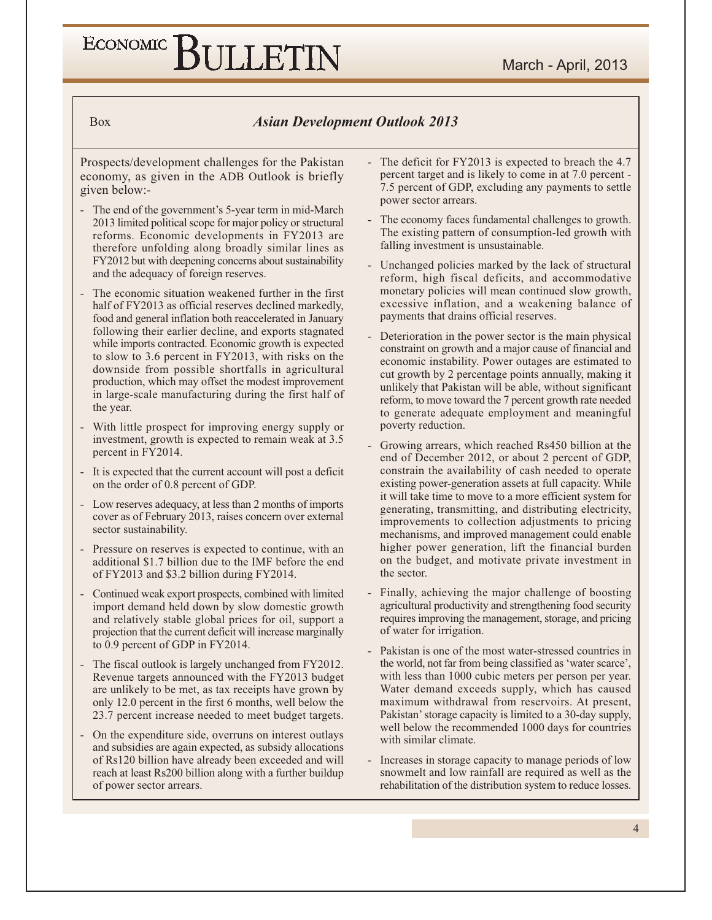Box

## *Asian Development Outlook 2013*

Prospects/development challenges for the Pakistan economy, as given in the ADB Outlook is briefly given below:-

- The end of the government's 5-year term in mid-March 2013 limited political scope for major policy or structural reforms. Economic developments in FY2013 are therefore unfolding along broadly similar lines as FY2012 but with deepening concerns about sustainability and the adequacy of foreign reserves.
- The economic situation weakened further in the first half of FY2013 as official reserves declined markedly, food and general inflation both reaccelerated in January following their earlier decline, and exports stagnated while imports contracted. Economic growth is expected to slow to 3.6 percent in FY2013, with risks on the downside from possible shortfalls in agricultural production, which may offset the modest improvement in large-scale manufacturing during the first half of the year.
- With little prospect for improving energy supply or investment, growth is expected to remain weak at 3.5 percent in FY2014.
- It is expected that the current account will post a deficit on the order of 0.8 percent of GDP.
- Low reserves adequacy, at less than 2 months of imports cover as of February 2013, raises concern over external sector sustainability.
- Pressure on reserves is expected to continue, with an additional $1.7 billion due to the IMF before the end of FY2013 and $3.2 billion during FY2014.
- Continued weak export prospects, combined with limited import demand held down by slow domestic growth and relatively stable global prices for oil, support a projection that the current deficit will increase marginally to 0.9 percent of GDP in FY2014.
- The fiscal outlook is largely unchanged from FY2012. Revenue targets announced with the FY2013 budget are unlikely to be met, as tax receipts have grown by only 12.0 percent in the first 6 months, well below the 23.7 percent increase needed to meet budget targets.
- On the expenditure side, overruns on interest outlays and subsidies are again expected, as subsidy allocations of Rs120 billion have already been exceeded and will reach at least Rs200 billion along with a further buildup of power sector arrears.
- The deficit for FY2013 is expected to breach the 4.7 percent target and is likely to come in at 7.0 percent - 7.5 percent of GDP, excluding any payments to settle power sector arrears.
- The economy faces fundamental challenges to growth. The existing pattern of consumption-led growth with falling investment is unsustainable.
- Unchanged policies marked by the lack of structural reform, high fiscal deficits, and accommodative monetary policies will mean continued slow growth, excessive inflation, and a weakening balance of payments that drains official reserves.
- Deterioration in the power sector is the main physical constraint on growth and a major cause of financial and economic instability. Power outages are estimated to cut growth by 2 percentage points annually, making it unlikely that Pakistan will be able, without significant reform, to move toward the 7 percent growth rate needed to generate adequate employment and meaningful poverty reduction.
- Growing arrears, which reached Rs450 billion at the end of December 2012, or about 2 percent of GDP, constrain the availability of cash needed to operate existing power-generation assets at full capacity. While it will take time to move to a more efficient system for generating, transmitting, and distributing electricity, improvements to collection adjustments to pricing mechanisms, and improved management could enable higher power generation, lift the financial burden on the budget, and motivate private investment in the sector.
- Finally, achieving the major challenge of boosting agricultural productivity and strengthening food security requires improving the management, storage, and pricing of water for irrigation.
- Pakistan is one of the most water-stressed countries in the world, not far from being classified as 'water scarce', with less than 1000 cubic meters per person per year. Water demand exceeds supply, which has caused maximum withdrawal from reservoirs. At present, Pakistan' storage capacity is limited to a 30-day supply, well below the recommended 1000 days for countries with similar climate.
- Increases in storage capacity to manage periods of low snowmelt and low rainfall are required as well as the rehabilitation of the distribution system to reduce losses.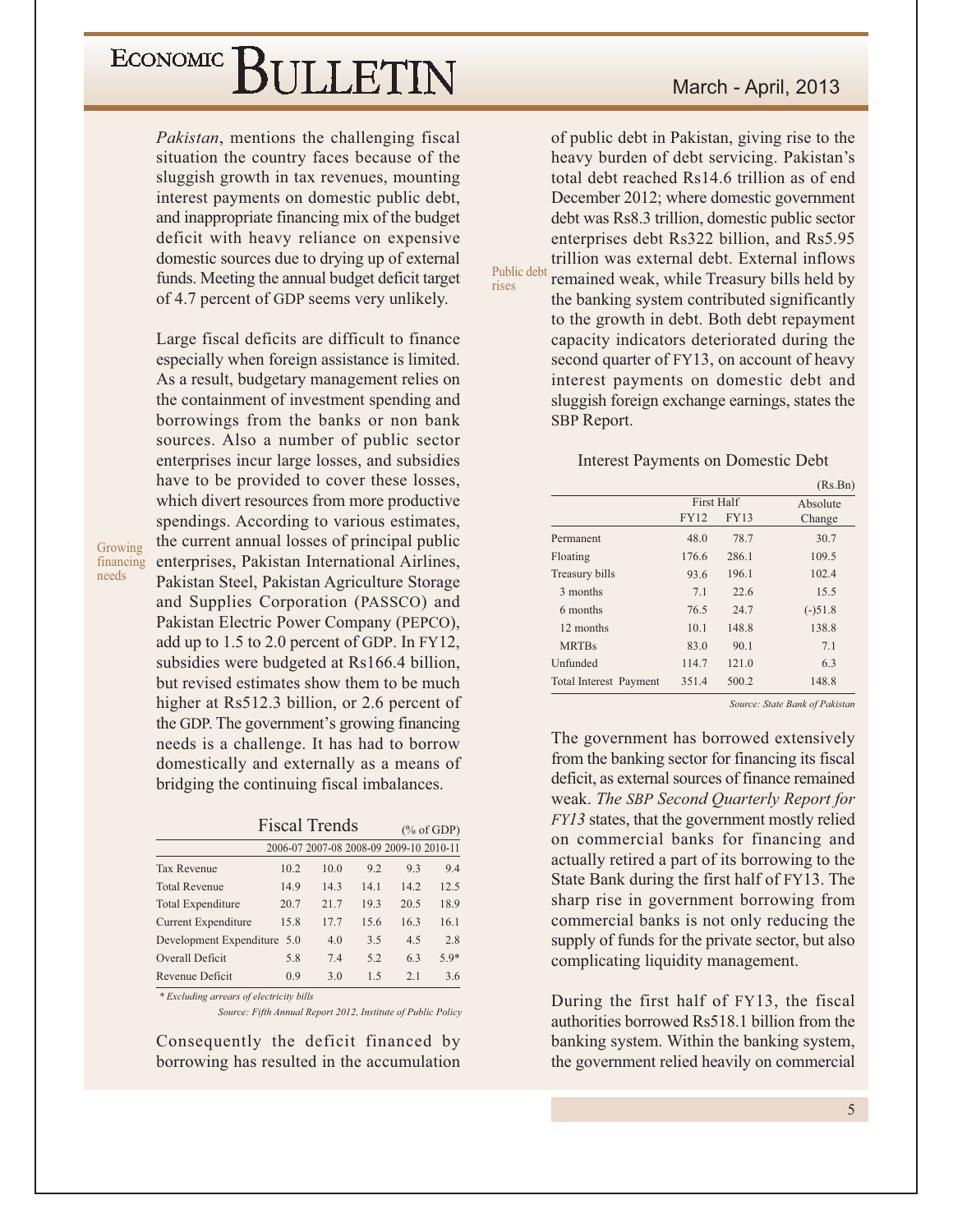*Pakistan*, mentions the challenging fiscal situation the country faces because of the sluggish growth in tax revenues, mounting interest payments on domestic public debt, and inappropriate financing mix of the budget deficit with heavy reliance on expensive domestic sources due to drying up of external funds. Meeting the annual budget deficit target of 4.7 percent of GDP seems very unlikely.

Growing financing needs

Large fiscal deficits are difficult to finance especially when foreign assistance is limited. As a result, budgetary management relies on the containment of investment spending and borrowings from the banks or non bank sources. Also a number of public sector enterprises incur large losses, and subsidies have to be provided to cover these losses, which divert resources from more productive spendings. According to various estimates, the current annual losses of principal public enterprises, Pakistan International Airlines, Pakistan Steel, Pakistan Agriculture Storage and Supplies Corporation (PASSCO) and Pakistan Electric Power Company (PEPCO), add up to 1.5 to 2.0 percent of GDP. In FY12, subsidies were budgeted at Rs166.4 billion, but revised estimates show them to be much higher at Rs512.3 billion, or 2.6 percent of the GDP. The government's growing financing needs is a challenge. It has had to borrow domestically and externally as a means of bridging the continuing fiscal imbalances.

**Fiscal Trends** (% of GDP)

| | 2006-07 | 2007-08 | 2008-09 | 2009-10 | 2010-11 |
|---|---|---|---|---|---|
| Tax Revenue | 10.2 | 10.0 | 9.2 | 9.3 | 9.4 |
| Total Revenue | 14.9 | 14.3 | 14.1 | 14.2 | 12.5 |
| Total Expenditure | 20.7 | 21.7 | 19.3 | 20.5 | 18.9 |
| Current Expenditure | 15.8 | 17.7 | 15.6 | 16.3 | 16.1 |
| Development Expenditure | 5.0 | 4.0 | 3.5 | 4.5 | 2.8 |
| Overall Deficit | 5.8 | 7.4 | 5.2 | 6.3 | 5.9* |
| Revenue Deficit | 0.9 | 3.0 | 1.5 | 2.1 | 3.6 |

*\* Excluding arrears of electricity bills*

*Source: Fifth Annual Report 2012, Institute of Public Policy*

Consequently the deficit financed by borrowing has resulted in the accumulation of public debt in Pakistan, giving rise to the heavy burden of debt servicing. Pakistan's total debt reached Rs14.6 trillion as of end December 2012; where domestic government debt was Rs8.3 trillion, domestic public sector enterprises debt Rs322 billion, and Rs5.95 trillion was external debt. External inflows remained weak, while Treasury bills held by the banking system contributed significantly to the growth in debt. Both debt repayment capacity indicators deteriorated during the second quarter of FY13, on account of heavy interest payments on domestic debt and sluggish foreign exchange earnings, states the SBP Report.

Public debt rises

**Interest Payments on Domestic Debt** (Rs.Bn)

| | First Half | | Absolute Change |
|---|---|---|---|
| | FY12 | FY13 | |
| Permanent | 48.0 | 78.7 | 30.7 |
| Floating | 176.6 | 286.1 | 109.5 |
| Treasury bills | 93.6 | 196.1 | 102.4 |
| 3 months | 7.1 | 22.6 | 15.5 |
| 6 months | 76.5 | 24.7 | (-)51.8 |
| 12 months | 10.1 | 148.8 | 138.8 |
| MRTBs | 83.0 | 90.1 | 7.1 |
| Unfunded | 114.7 | 121.0 | 6.3 |
| Total Interest Payment | 351.4 | 500.2 | 148.8 |

*Source: State Bank of Pakistan*

The government has borrowed extensively from the banking sector for financing its fiscal deficit, as external sources of finance remained weak. *The SBP Second Quarterly Report for FY13* states, that the government mostly relied on commercial banks for financing and actually retired a part of its borrowing to the State Bank during the first half of FY13. The sharp rise in government borrowing from commercial banks is not only reducing the supply of funds for the private sector, but also complicating liquidity management.

During the first half of FY13, the fiscal authorities borrowed Rs518.1 billion from the banking system. Within the banking system, the government relied heavily on commercial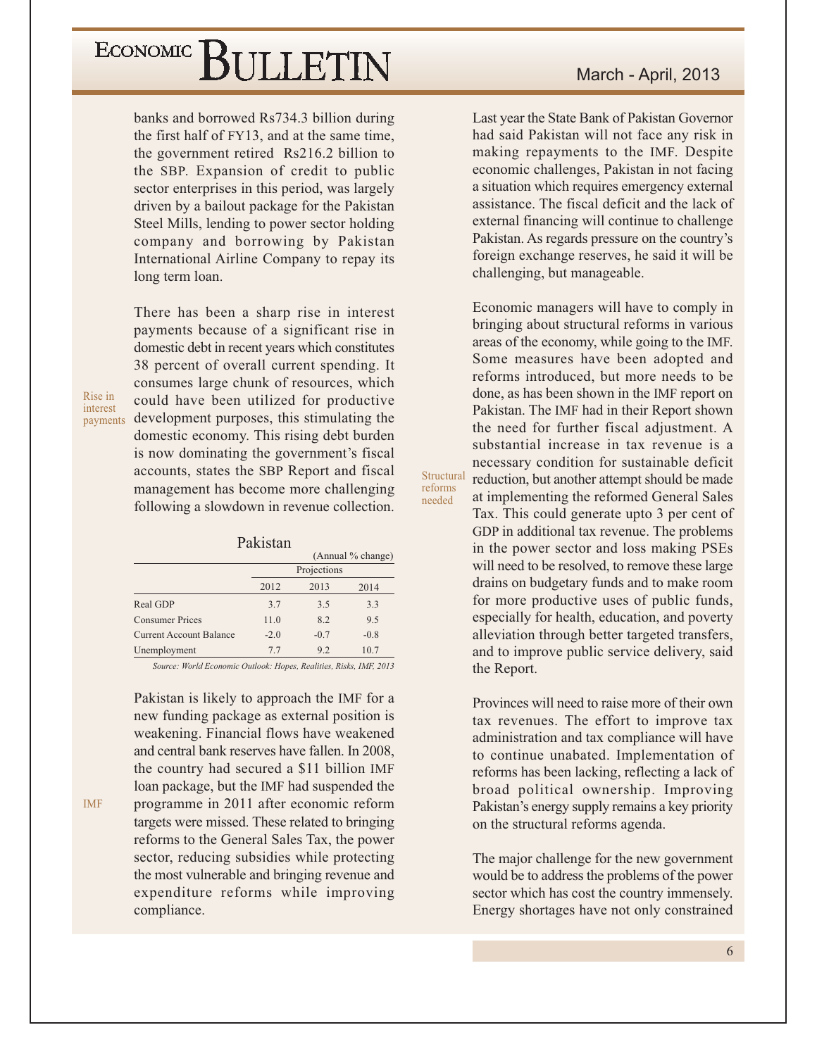banks and borrowed Rs734.3 billion during the first half of FY13, and at the same time, the government retired Rs216.2 billion to the SBP. Expansion of credit to public sector enterprises in this period, was largely driven by a bailout package for the Pakistan Steel Mills, lending to power sector holding company and borrowing by Pakistan International Airline Company to repay its long term loan.

*Rise in interest payments*

There has been a sharp rise in interest payments because of a significant rise in domestic debt in recent years which constitutes 38 percent of overall current spending. It consumes large chunk of resources, which could have been utilized for productive development purposes, this stimulating the domestic economy. This rising debt burden is now dominating the government's fiscal accounts, states the SBP Report and fiscal management has become more challenging following a slowdown in revenue collection.

**Pakistan**

(Annual % change)

| | | Projections | |
|---|---|---|---|
| | 2012 | 2013 | 2014 |
| Real GDP | 3.7 | 3.5 | 3.3 |
| Consumer Prices | 11.0 | 8.2 | 9.5 |
| Current Account Balance | -2.0 | -0.7 | -0.8 |
| Unemployment | 7.7 | 9.2 | 10.7 |

*Source: World Economic Outlook: Hopes, Realities, Risks, IMF, 2013*

*IMF*

Pakistan is likely to approach the IMF for a new funding package as external position is weakening. Financial flows have weakened and central bank reserves have fallen. In 2008, the country had secured a $11 billion IMF loan package, but the IMF had suspended the programme in 2011 after economic reform targets were missed. These related to bringing reforms to the General Sales Tax, the power sector, reducing subsidies while protecting the most vulnerable and bringing revenue and expenditure reforms while improving compliance.

Last year the State Bank of Pakistan Governor had said Pakistan will not face any risk in making repayments to the IMF. Despite economic challenges, Pakistan in not facing a situation which requires emergency external assistance. The fiscal deficit and the lack of external financing will continue to challenge Pakistan. As regards pressure on the country's foreign exchange reserves, he said it will be challenging, but manageable.

*Structural reforms needed*

Economic managers will have to comply in bringing about structural reforms in various areas of the economy, while going to the IMF. Some measures have been adopted and reforms introduced, but more needs to be done, as has been shown in the IMF report on Pakistan. The IMF had in their Report shown the need for further fiscal adjustment. A substantial increase in tax revenue is a necessary condition for sustainable deficit reduction, but another attempt should be made at implementing the reformed General Sales Tax. This could generate upto 3 per cent of GDP in additional tax revenue. The problems in the power sector and loss making PSEs will need to be resolved, to remove these large drains on budgetary funds and to make room for more productive uses of public funds, especially for health, education, and poverty alleviation through better targeted transfers, and to improve public service delivery, said the Report.

Provinces will need to raise more of their own tax revenues. The effort to improve tax administration and tax compliance will have to continue unabated. Implementation of reforms has been lacking, reflecting a lack of broad political ownership. Improving Pakistan's energy supply remains a key priority on the structural reforms agenda.

The major challenge for the new government would be to address the problems of the power sector which has cost the country immensely. Energy shortages have not only constrained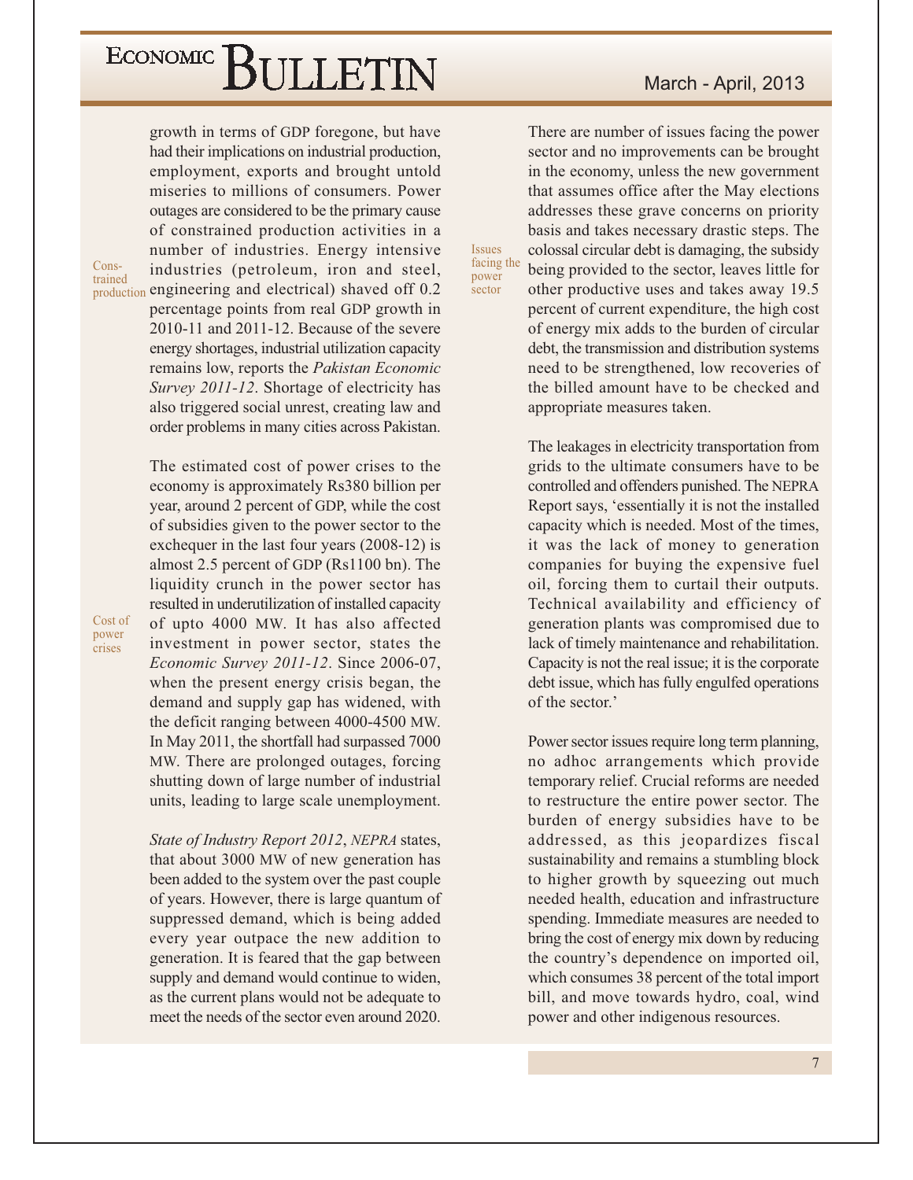growth in terms of GDP foregone, but have had their implications on industrial production, employment, exports and brought untold miseries to millions of consumers. Power outages are considered to be the primary cause of constrained production activities in a number of industries. Energy intensive industries (petroleum, iron and steel, engineering and electrical) shaved off 0.2 percentage points from real GDP growth in 2010-11 and 2011-12. Because of the severe energy shortages, industrial utilization capacity remains low, reports the *Pakistan Economic Survey 2011-12*. Shortage of electricity has also triggered social unrest, creating law and order problems in many cities across Pakistan.

Cons-trained production

The estimated cost of power crises to the economy is approximately Rs380 billion per year, around 2 percent of GDP, while the cost of subsidies given to the power sector to the exchequer in the last four years (2008-12) is almost 2.5 percent of GDP (Rs1100 bn). The liquidity crunch in the power sector has resulted in underutilization of installed capacity of upto 4000 MW. It has also affected investment in power sector, states the *Economic Survey 2011-12*. Since 2006-07, when the present energy crisis began, the demand and supply gap has widened, with the deficit ranging between 4000-4500 MW. In May 2011, the shortfall had surpassed 7000 MW. There are prolonged outages, forcing shutting down of large number of industrial units, leading to large scale unemployment.

Cost of power crises

*State of Industry Report 2012*, *NEPRA* states, that about 3000 MW of new generation has been added to the system over the past couple of years. However, there is large quantum of suppressed demand, which is being added every year outpace the new addition to generation. It is feared that the gap between supply and demand would continue to widen, as the current plans would not be adequate to meet the needs of the sector even around 2020.

There are number of issues facing the power sector and no improvements can be brought in the economy, unless the new government that assumes office after the May elections addresses these grave concerns on priority basis and takes necessary drastic steps. The colossal circular debt is damaging, the subsidy being provided to the sector, leaves little for other productive uses and takes away 19.5 percent of current expenditure, the high cost of energy mix adds to the burden of circular debt, the transmission and distribution systems need to be strengthened, low recoveries of the billed amount have to be checked and appropriate measures taken.

Issues facing the power sector

The leakages in electricity transportation from grids to the ultimate consumers have to be controlled and offenders punished. The NEPRA Report says, 'essentially it is not the installed capacity which is needed. Most of the times, it was the lack of money to generation companies for buying the expensive fuel oil, forcing them to curtail their outputs. Technical availability and efficiency of generation plants was compromised due to lack of timely maintenance and rehabilitation. Capacity is not the real issue; it is the corporate debt issue, which has fully engulfed operations of the sector.'

Power sector issues require long term planning, no adhoc arrangements which provide temporary relief. Crucial reforms are needed to restructure the entire power sector. The burden of energy subsidies have to be addressed, as this jeopardizes fiscal sustainability and remains a stumbling block to higher growth by squeezing out much needed health, education and infrastructure spending. Immediate measures are needed to bring the cost of energy mix down by reducing the country's dependence on imported oil, which consumes 38 percent of the total import bill, and move towards hydro, coal, wind power and other indigenous resources.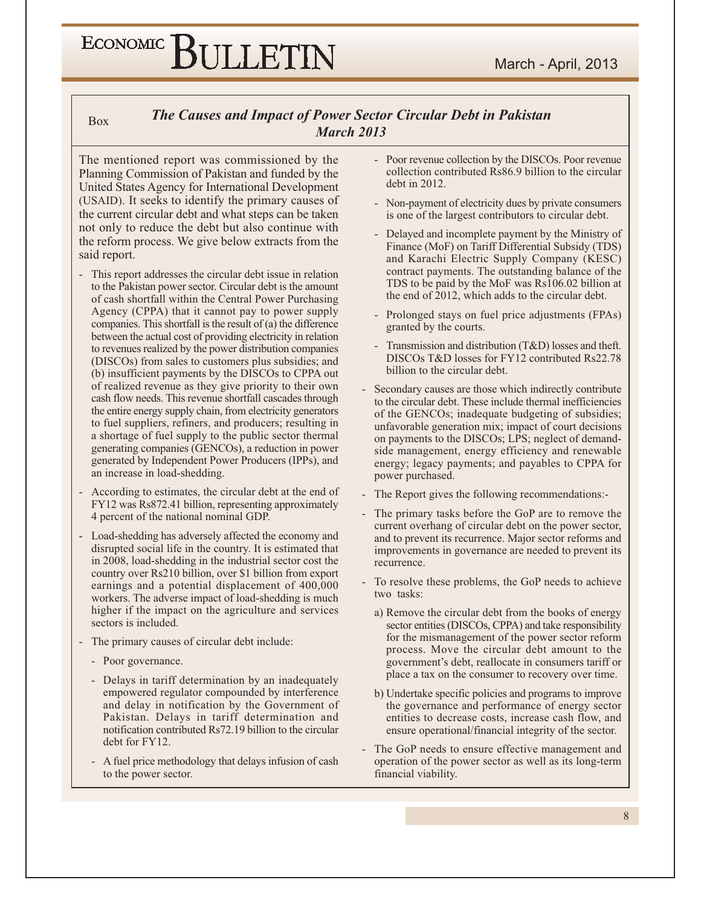Box

## *The Causes and Impact of Power Sector Circular Debt in Pakistan March 2013*

The mentioned report was commissioned by the Planning Commission of Pakistan and funded by the United States Agency for International Development (USAID). It seeks to identify the primary causes of the current circular debt and what steps can be taken not only to reduce the debt but also continue with the reform process. We give below extracts from the said report.

- This report addresses the circular debt issue in relation to the Pakistan power sector. Circular debt is the amount of cash shortfall within the Central Power Purchasing Agency (CPPA) that it cannot pay to power supply companies. This shortfall is the result of (a) the difference between the actual cost of providing electricity in relation to revenues realized by the power distribution companies (DISCOs) from sales to customers plus subsidies; and (b) insufficient payments by the DISCOs to CPPA out of realized revenue as they give priority to their own cash flow needs. This revenue shortfall cascades through the entire energy supply chain, from electricity generators to fuel suppliers, refiners, and producers; resulting in a shortage of fuel supply to the public sector thermal generating companies (GENCOs), a reduction in power generated by Independent Power Producers (IPPs), and an increase in load-shedding.
- According to estimates, the circular debt at the end of FY12 was Rs872.41 billion, representing approximately 4 percent of the national nominal GDP.
- Load-shedding has adversely affected the economy and disrupted social life in the country. It is estimated that in 2008, load-shedding in the industrial sector cost the country over Rs210 billion, over $1 billion from export earnings and a potential displacement of 400,000 workers. The adverse impact of load-shedding is much higher if the impact on the agriculture and services sectors is included.
- The primary causes of circular debt include:
  - Poor governance.
  - Delays in tariff determination by an inadequately empowered regulator compounded by interference and delay in notification by the Government of Pakistan. Delays in tariff determination and notification contributed Rs72.19 billion to the circular debt for FY12.
  - A fuel price methodology that delays infusion of cash to the power sector.
  - Poor revenue collection by the DISCOs. Poor revenue collection contributed Rs86.9 billion to the circular debt in 2012.
  - Non-payment of electricity dues by private consumers is one of the largest contributors to circular debt.
  - Delayed and incomplete payment by the Ministry of Finance (MoF) on Tariff Differential Subsidy (TDS) and Karachi Electric Supply Company (KESC) contract payments. The outstanding balance of the TDS to be paid by the MoF was Rs106.02 billion at the end of 2012, which adds to the circular debt.
  - Prolonged stays on fuel price adjustments (FPAs) granted by the courts.
  - Transmission and distribution (T&D) losses and theft. DISCOs T&D losses for FY12 contributed Rs22.78 billion to the circular debt.
- Secondary causes are those which indirectly contribute to the circular debt. These include thermal inefficiencies of the GENCOs; inadequate budgeting of subsidies; unfavorable generation mix; impact of court decisions on payments to the DISCOs; LPS; neglect of demand-side management, energy efficiency and renewable energy; legacy payments; and payables to CPPA for power purchased.
- The Report gives the following recommendations:-
- The primary tasks before the GoP are to remove the current overhang of circular debt on the power sector, and to prevent its recurrence. Major sector reforms and improvements in governance are needed to prevent its recurrence.
- To resolve these problems, the GoP needs to achieve two tasks:
  - a) Remove the circular debt from the books of energy sector entities (DISCOs, CPPA) and take responsibility for the mismanagement of the power sector reform process. Move the circular debt amount to the government's debt, reallocate in consumers tariff or place a tax on the consumer to recovery over time.
  - b) Undertake specific policies and programs to improve the governance and performance of energy sector entities to decrease costs, increase cash flow, and ensure operational/financial integrity of the sector.
- The GoP needs to ensure effective management and operation of the power sector as well as its long-term financial viability.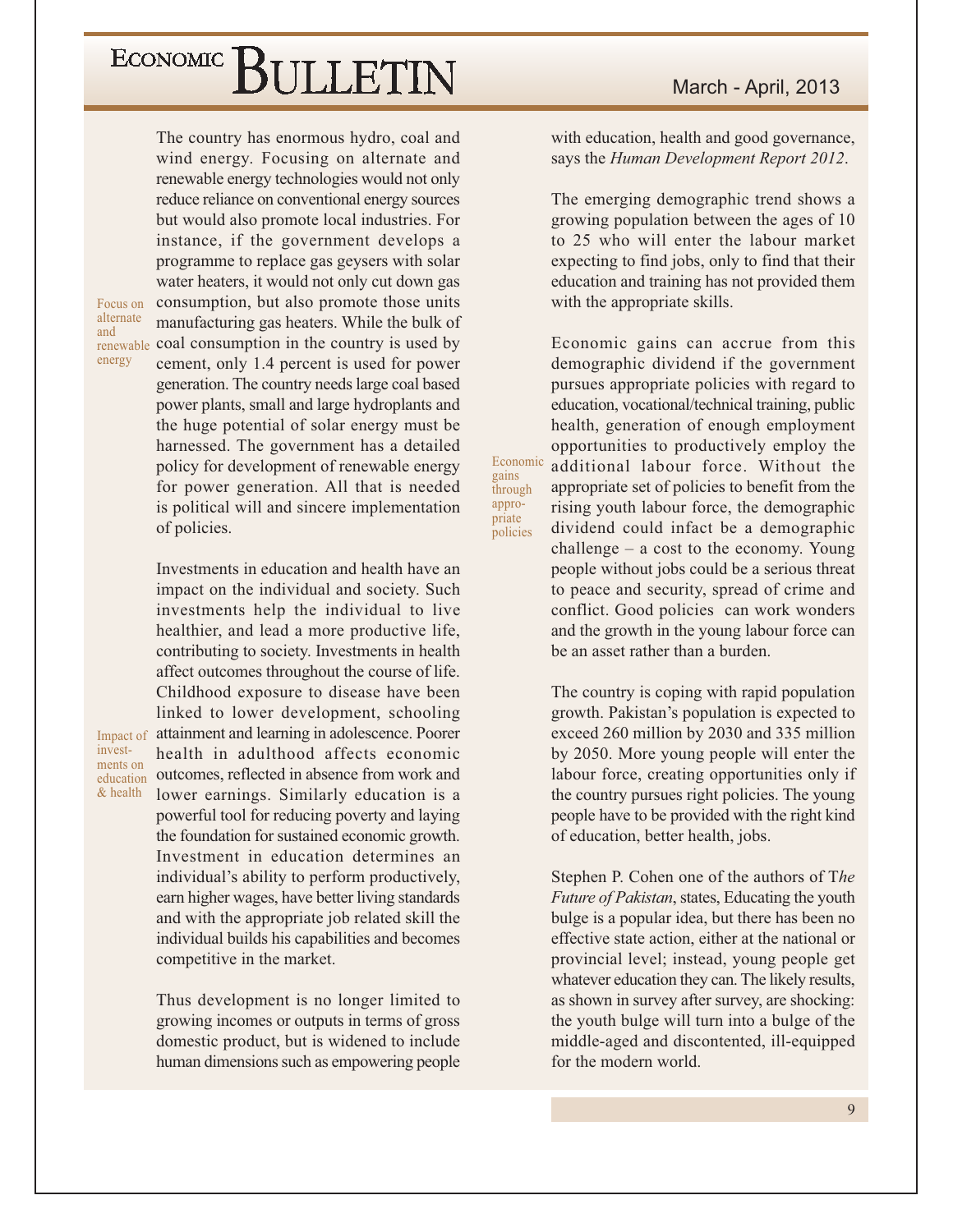The country has enormous hydro, coal and wind energy. Focusing on alternate and renewable energy technologies would not only reduce reliance on conventional energy sources but would also promote local industries. For instance, if the government develops a programme to replace gas geysers with solar water heaters, it would not only cut down gas consumption, but also promote those units manufacturing gas heaters. While the bulk of coal consumption in the country is used by cement, only 1.4 percent is used for power generation. The country needs large coal based power plants, small and large hydroplants and the huge potential of solar energy must be harnessed. The government has a detailed policy for development of renewable energy for power generation. All that is needed is political will and sincere implementation of policies.

Focus on alternate and renewable energy

Investments in education and health have an impact on the individual and society. Such investments help the individual to live healthier, and lead a more productive life, contributing to society. Investments in health affect outcomes throughout the course of life. Childhood exposure to disease have been linked to lower development, schooling attainment and learning in adolescence. Poorer health in adulthood affects economic outcomes, reflected in absence from work and lower earnings. Similarly education is a powerful tool for reducing poverty and laying the foundation for sustained economic growth. Investment in education determines an individual's ability to perform productively, earn higher wages, have better living standards and with the appropriate job related skill the individual builds his capabilities and becomes competitive in the market.

Impact of investments on education & health

Thus development is no longer limited to growing incomes or outputs in terms of gross domestic product, but is widened to include human dimensions such as empowering people with education, health and good governance, says the *Human Development Report 2012*.

The emerging demographic trend shows a growing population between the ages of 10 to 25 who will enter the labour market expecting to find jobs, only to find that their education and training has not provided them with the appropriate skills.

Economic gains can accrue from this demographic dividend if the government pursues appropriate policies with regard to education, vocational/technical training, public health, generation of enough employment opportunities to productively employ the additional labour force. Without the appropriate set of policies to benefit from the rising youth labour force, the demographic dividend could infact be a demographic challenge – a cost to the economy. Young people without jobs could be a serious threat to peace and security, spread of crime and conflict. Good policies can work wonders and the growth in the young labour force can be an asset rather than a burden.

Economic gains through appropriate policies

The country is coping with rapid population growth. Pakistan's population is expected to exceed 260 million by 2030 and 335 million by 2050. More young people will enter the labour force, creating opportunities only if the country pursues right policies. The young people have to be provided with the right kind of education, better health, jobs.

Stephen P. Cohen one of the authors of T*he Future of Pakistan*, states, Educating the youth bulge is a popular idea, but there has been no effective state action, either at the national or provincial level; instead, young people get whatever education they can. The likely results, as shown in survey after survey, are shocking: the youth bulge will turn into a bulge of the middle-aged and discontented, ill-equipped for the modern world.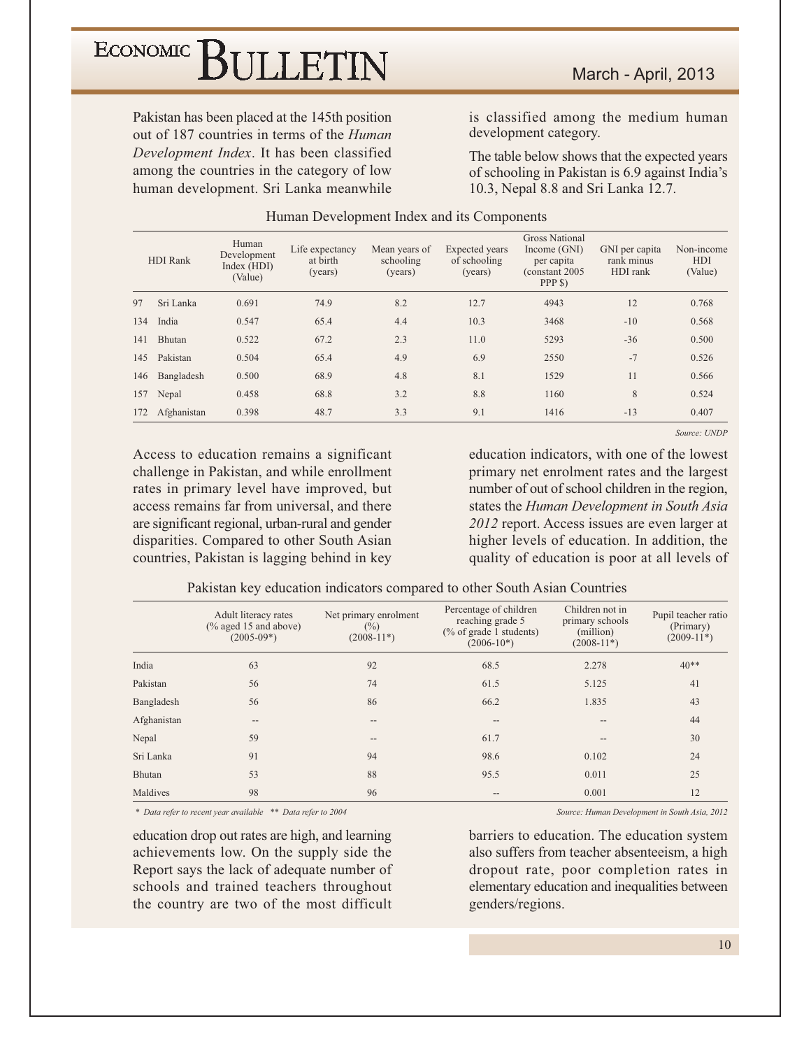Pakistan has been placed at the 145th position out of 187 countries in terms of the *Human Development Index*. It has been classified among the countries in the category of low human development. Sri Lanka meanwhile is classified among the medium human development category.

The table below shows that the expected years of schooling in Pakistan is 6.9 against India's 10.3, Nepal 8.8 and Sri Lanka 12.7.

Human Development Index and its Components

| HDI Rank | | Human Development Index (HDI) (Value) | Life expectancy at birth (years) | Mean years of schooling (years) | Expected years of schooling (years) | Gross National Income (GNI) per capita (constant 2005 PPP $) | GNI per capita rank minus HDI rank | Non-income HDI (Value) |
|---|---|---|---|---|---|---|---|---|
| 97 | Sri Lanka | 0.691 | 74.9 | 8.2 | 12.7 | 4943 | 12 | 0.768 |
| 134 | India | 0.547 | 65.4 | 4.4 | 10.3 | 3468 | -10 | 0.568 |
| 141 | Bhutan | 0.522 | 67.2 | 2.3 | 11.0 | 5293 | -36 | 0.500 |
| 145 | Pakistan | 0.504 | 65.4 | 4.9 | 6.9 | 2550 | -7 | 0.526 |
| 146 | Bangladesh | 0.500 | 68.9 | 4.8 | 8.1 | 1529 | 11 | 0.566 |
| 157 | Nepal | 0.458 | 68.8 | 3.2 | 8.8 | 1160 | 8 | 0.524 |
| 172 | Afghanistan | 0.398 | 48.7 | 3.3 | 9.1 | 1416 | -13 | 0.407 |

*Source: UNDP*

Access to education remains a significant challenge in Pakistan, and while enrollment rates in primary level have improved, but access remains far from universal, and there are significant regional, urban-rural and gender disparities. Compared to other South Asian countries, Pakistan is lagging behind in key education indicators, with one of the lowest primary net enrolment rates and the largest number of out of school children in the region, states the *Human Development in South Asia 2012* report. Access issues are even larger at higher levels of education. In addition, the quality of education is poor at all levels of education drop out rates are high, and learning achievements low. On the supply side the Report says the lack of adequate number of schools and trained teachers throughout the country are two of the most difficult barriers to education. The education system also suffers from teacher absenteeism, a high dropout rate, poor completion rates in elementary education and inequalities between genders/regions.

Pakistan key education indicators compared to other South Asian Countries

| | Adult literacy rates (% aged 15 and above) (2005-09*) | Net primary enrolment (%) (2008-11*) | Percentage of children reaching grade 5 (% of grade 1 students) (2006-10*) | Children not in primary schools (million) (2008-11*) | Pupil teacher ratio (Primary) (2009-11*) |
|---|---|---|---|---|---|
| India | 63 | 92 | 68.5 | 2.278 | 40** |
| Pakistan | 56 | 74 | 61.5 | 5.125 | 41 |
| Bangladesh | 56 | 86 | 66.2 | 1.835 | 43 |
| Afghanistan | -- | -- | -- | -- | 44 |
| Nepal | 59 | -- | 61.7 | -- | 30 |
| Sri Lanka | 91 | 94 | 98.6 | 0.102 | 24 |
| Bhutan | 53 | 88 | 95.5 | 0.011 | 25 |
| Maldives | 98 | 96 | -- | 0.001 | 12 |

*\* Data refer to recent year available \*\* Data refer to 2004*

*Source: Human Development in South Asia, 2012*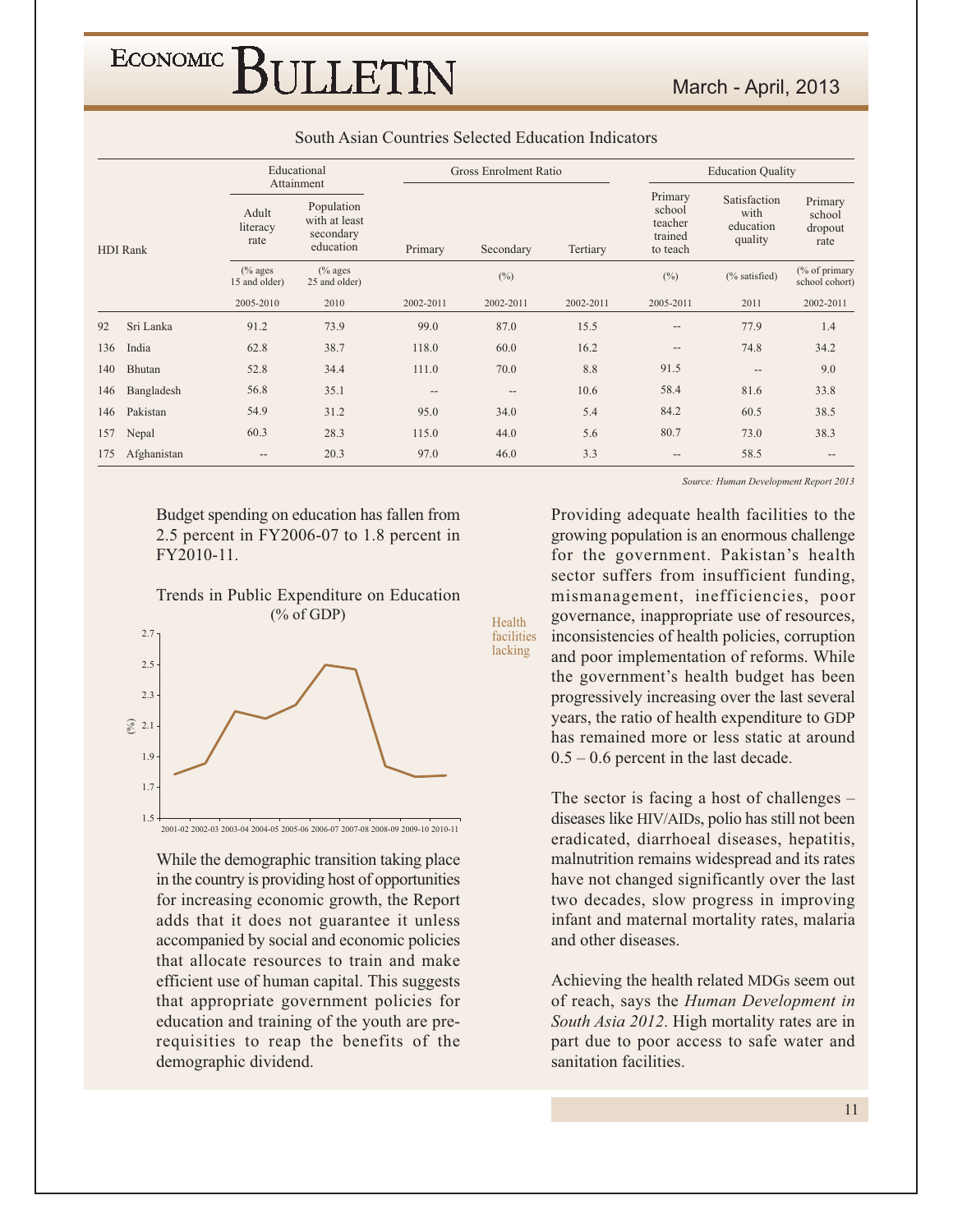South Asian Countries Selected Education Indicators

| HDI Rank | | Educational Attainment | | Gross Enrolment Ratio | | | Education Quality | | |
|---|---|---|---|---|---|---|---|---|---|
| | | Adult literacy rate | Population with at least secondary education | Primary | Secondary | Tertiary | Primary school teacher trained to teach | Satisfaction with education quality | Primary school dropout rate |
| | | (% ages 15 and older) | (% ages 25 and older) | | (%) | | (%) | (% satisfied) | (% of primary school cohort) |
| | | 2005-2010 | 2010 | 2002-2011 | 2002-2011 | 2002-2011 | 2005-2011 | 2011 | 2002-2011 |
| 92 | Sri Lanka | 91.2 | 73.9 | 99.0 | 87.0 | 15.5 | -- | 77.9 | 1.4 |
| 136 | India | 62.8 | 38.7 | 118.0 | 60.0 | 16.2 | -- | 74.8 | 34.2 |
| 140 | Bhutan | 52.8 | 34.4 | 111.0 | 70.0 | 8.8 | 91.5 | -- | 9.0 |
| 146 | Bangladesh | 56.8 | 35.1 | -- | -- | 10.6 | 58.4 | 81.6 | 33.8 |
| 146 | Pakistan | 54.9 | 31.2 | 95.0 | 34.0 | 5.4 | 84.2 | 60.5 | 38.5 |
| 157 | Nepal | 60.3 | 28.3 | 115.0 | 44.0 | 5.6 | 80.7 | 73.0 | 38.3 |
| 175 | Afghanistan | -- | 20.3 | 97.0 | 46.0 | 3.3 | -- | 58.5 | -- |

*Source: Human Development Report 2013*

Budget spending on education has fallen from 2.5 percent in FY2006-07 to 1.8 percent in FY2010-11.

Trends in Public Expenditure on Education (% of GDP)

While the demographic transition taking place in the country is providing host of opportunities for increasing economic growth, the Report adds that it does not guarantee it unless accompanied by social and economic policies that allocate resources to train and make efficient use of human capital. This suggests that appropriate government policies for education and training of the youth are pre-requisites to reap the benefits of the demographic dividend.

Health facilities lacking

Providing adequate health facilities to the growing population is an enormous challenge for the government. Pakistan's health sector suffers from insufficient funding, mismanagement, inefficiencies, poor governance, inappropriate use of resources, inconsistencies of health policies, corruption and poor implementation of reforms. While the government's health budget has been progressively increasing over the last several years, the ratio of health expenditure to GDP has remained more or less static at around 0.5 – 0.6 percent in the last decade.

The sector is facing a host of challenges – diseases like HIV/AIDs, polio has still not been eradicated, diarrhoeal diseases, hepatitis, malnutrition remains widespread and its rates have not changed significantly over the last two decades, slow progress in improving infant and maternal mortality rates, malaria and other diseases.

Achieving the health related MDGs seem out of reach, says the *Human Development in South Asia 2012*. High mortality rates are in part due to poor access to safe water and sanitation facilities.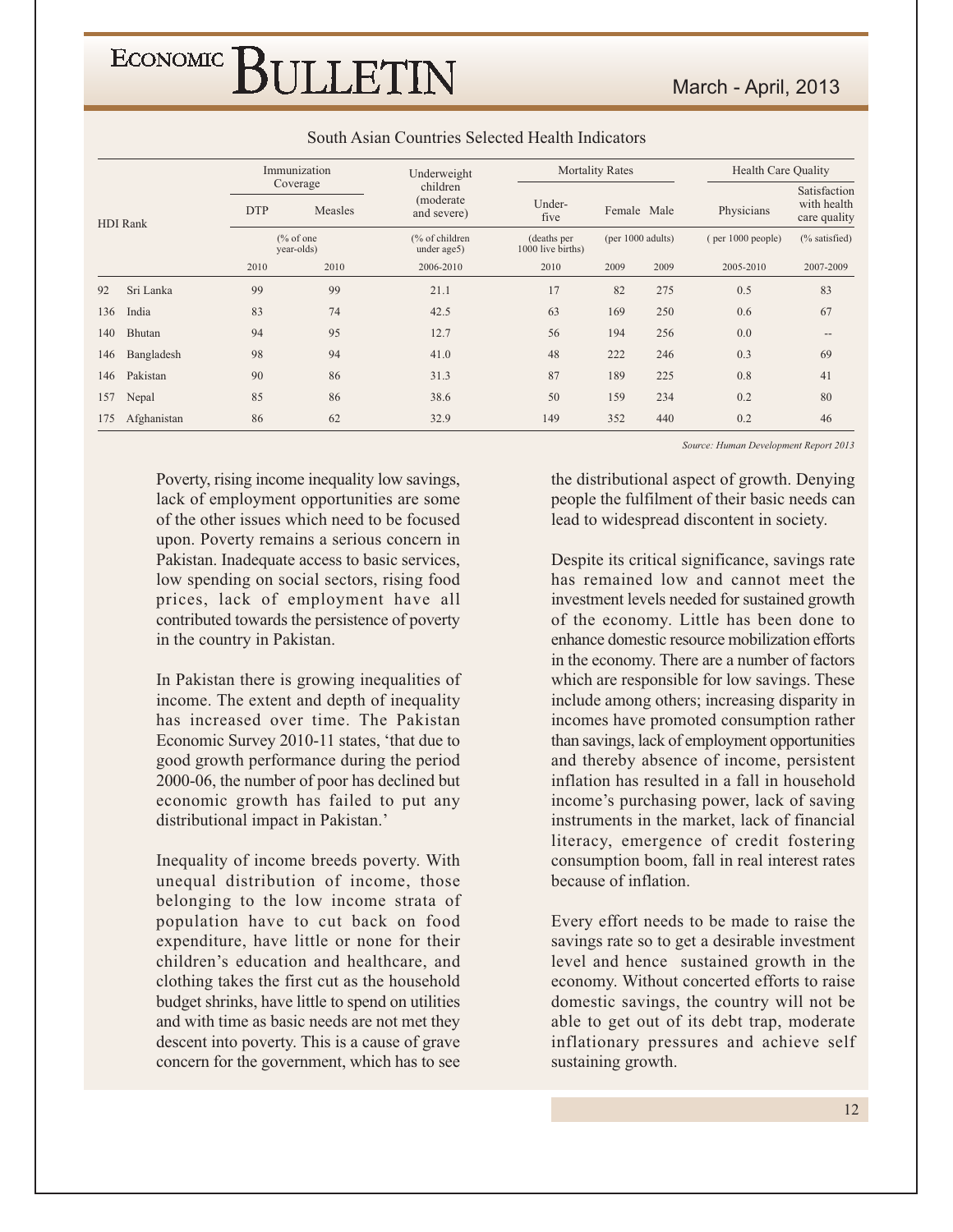### South Asian Countries Selected Health Indicators

| HDI Rank | | Immunization Coverage | | Underweight children (moderate and severe) | Mortality Rates | | | Health Care Quality | |
|---|---|---|---|---|---|---|---|---|---|
| | | DTP | Measles | | Under-five | Female | Male | Physicians | Satisfaction with health care quality |
| | | (% of one year-olds) | | (% of children under age5) | (deaths per 1000 live births) | (per 1000 adults) | | ( per 1000 people) | (% satisfied) |
| | | 2010 | 2010 | 2006-2010 | 2010 | 2009 | 2009 | 2005-2010 | 2007-2009 |
| 92 | Sri Lanka | 99 | 99 | 21.1 | 17 | 82 | 275 | 0.5 | 83 |
| 136 | India | 83 | 74 | 42.5 | 63 | 169 | 250 | 0.6 | 67 |
| 140 | Bhutan | 94 | 95 | 12.7 | 56 | 194 | 256 | 0.0 | -- |
| 146 | Bangladesh | 98 | 94 | 41.0 | 48 | 222 | 246 | 0.3 | 69 |
| 146 | Pakistan | 90 | 86 | 31.3 | 87 | 189 | 225 | 0.8 | 41 |
| 157 | Nepal | 85 | 86 | 38.6 | 50 | 159 | 234 | 0.2 | 80 |
| 175 | Afghanistan | 86 | 62 | 32.9 | 149 | 352 | 440 | 0.2 | 46 |

*Source: Human Development Report 2013*

Poverty, rising income inequality low savings, lack of employment opportunities are some of the other issues which need to be focused upon. Poverty remains a serious concern in Pakistan. Inadequate access to basic services, low spending on social sectors, rising food prices, lack of employment have all contributed towards the persistence of poverty in the country in Pakistan.

In Pakistan there is growing inequalities of income. The extent and depth of inequality has increased over time. The Pakistan Economic Survey 2010-11 states, 'that due to good growth performance during the period 2000-06, the number of poor has declined but economic growth has failed to put any distributional impact in Pakistan.'

Inequality of income breeds poverty. With unequal distribution of income, those belonging to the low income strata of population have to cut back on food expenditure, have little or none for their children's education and healthcare, and clothing takes the first cut as the household budget shrinks, have little to spend on utilities and with time as basic needs are not met they descent into poverty. This is a cause of grave concern for the government, which has to see the distributional aspect of growth. Denying people the fulfilment of their basic needs can lead to widespread discontent in society.

Despite its critical significance, savings rate has remained low and cannot meet the investment levels needed for sustained growth of the economy. Little has been done to enhance domestic resource mobilization efforts in the economy. There are a number of factors which are responsible for low savings. These include among others; increasing disparity in incomes have promoted consumption rather than savings, lack of employment opportunities and thereby absence of income, persistent inflation has resulted in a fall in household income's purchasing power, lack of saving instruments in the market, lack of financial literacy, emergence of credit fostering consumption boom, fall in real interest rates because of inflation.

Every effort needs to be made to raise the savings rate so to get a desirable investment level and hence sustained growth in the economy. Without concerted efforts to raise domestic savings, the country will not be able to get out of its debt trap, moderate inflationary pressures and achieve self sustaining growth.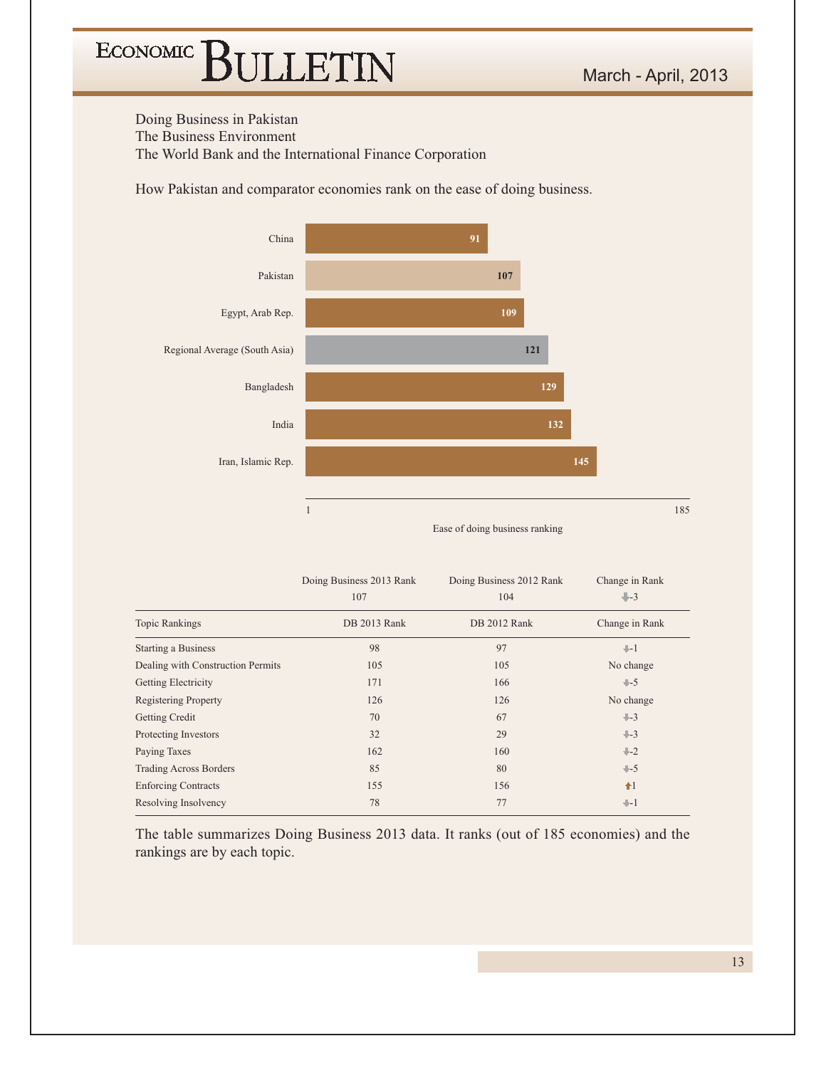Doing Business in Pakistan
The Business Environment
The World Bank and the International Finance Corporation

How Pakistan and comparator economies rank on the ease of doing business.

| Economy | Ease of doing business ranking (1–185) |
|---|---|
| China | 91 |
| Pakistan | 107 |
| Egypt, Arab Rep. | 109 |
| Regional Average (South Asia) | 121 |
| Bangladesh | 129 |
| India | 132 |
| Iran, Islamic Rep. | 145 |

| | Doing Business 2013 Rank | Doing Business 2012 Rank | Change in Rank |
|---|---|---|---|
| | 107 | 104 | ↓-3 |
| **Topic Rankings** | **DB 2013 Rank** | **DB 2012 Rank** | **Change in Rank** |
| Starting a Business | 98 | 97 | ↓-1 |
| Dealing with Construction Permits | 105 | 105 | No change |
| Getting Electricity | 171 | 166 | ↓-5 |
| Registering Property | 126 | 126 | No change |
| Getting Credit | 70 | 67 | ↓-3 |
| Protecting Investors | 32 | 29 | ↓-3 |
| Paying Taxes | 162 | 160 | ↓-2 |
| Trading Across Borders | 85 | 80 | ↓-5 |
| Enforcing Contracts | 155 | 156 | ↑1 |
| Resolving Insolvency | 78 | 77 | ↓-1 |

The table summarizes Doing Business 2013 data. It ranks (out of 185 economies) and the rankings are by each topic.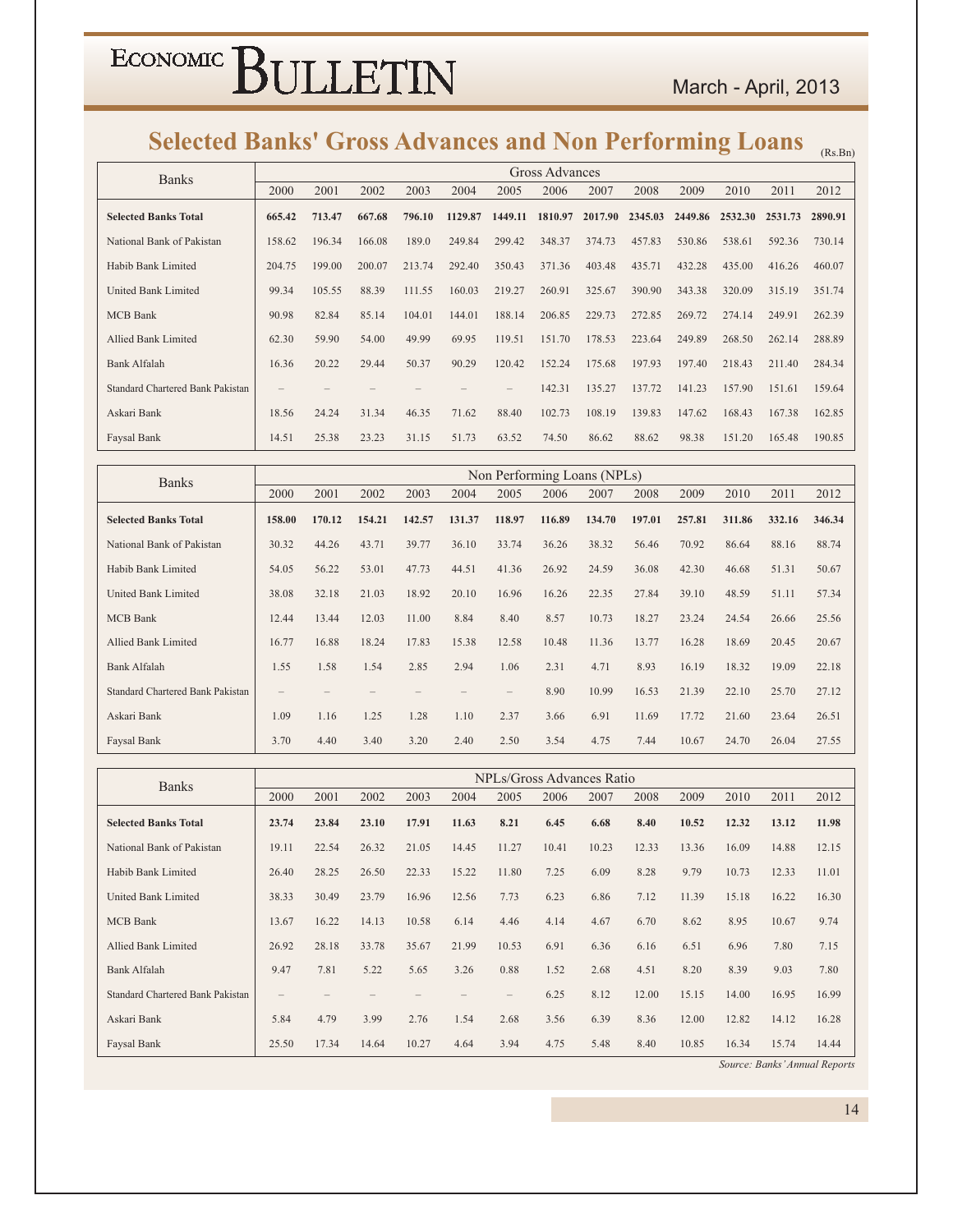# Selected Banks' Gross Advances and Non Performing Loans

(Rs.Bn)

| Banks | Gross Advances | | | | | | | | | | | | |
|---|---|---|---|---|---|---|---|---|---|---|---|---|---|
| | 2000 | 2001 | 2002 | 2003 | 2004 | 2005 | 2006 | 2007 | 2008 | 2009 | 2010 | 2011 | 2012 |
| **Selected Banks Total** | **665.42** | **713.47** | **667.68** | **796.10** | **1129.87** | **1449.11** | **1810.97** | **2017.90** | **2345.03** | **2449.86** | **2532.30** | **2531.73** | **2890.91** |
| National Bank of Pakistan | 158.62 | 196.34 | 166.08 | 189.0 | 249.84 | 299.42 | 348.37 | 374.73 | 457.83 | 530.86 | 538.61 | 592.36 | 730.14 |
| Habib Bank Limited | 204.75 | 199.00 | 200.07 | 213.74 | 292.40 | 350.43 | 371.36 | 403.48 | 435.71 | 432.28 | 435.00 | 416.26 | 460.07 |
| United Bank Limited | 99.34 | 105.55 | 88.39 | 111.55 | 160.03 | 219.27 | 260.91 | 325.67 | 390.90 | 343.38 | 320.09 | 315.19 | 351.74 |
| MCB Bank | 90.98 | 82.84 | 85.14 | 104.01 | 144.01 | 188.14 | 206.85 | 229.73 | 272.85 | 269.72 | 274.14 | 249.91 | 262.39 |
| Allied Bank Limited | 62.30 | 59.90 | 54.00 | 49.99 | 69.95 | 119.51 | 151.70 | 178.53 | 223.64 | 249.89 | 268.50 | 262.14 | 288.89 |
| Bank Alfalah | 16.36 | 20.22 | 29.44 | 50.37 | 90.29 | 120.42 | 152.24 | 175.68 | 197.93 | 197.40 | 218.43 | 211.40 | 284.34 |
| Standard Chartered Bank Pakistan | – | – | – | – | – | – | 142.31 | 135.27 | 137.72 | 141.23 | 157.90 | 151.61 | 159.64 |
| Askari Bank | 18.56 | 24.24 | 31.34 | 46.35 | 71.62 | 88.40 | 102.73 | 108.19 | 139.83 | 147.62 | 168.43 | 167.38 | 162.85 |
| Faysal Bank | 14.51 | 25.38 | 23.23 | 31.15 | 51.73 | 63.52 | 74.50 | 86.62 | 88.62 | 98.38 | 151.20 | 165.48 | 190.85 |

| Banks | Non Performing Loans (NPLs) | | | | | | | | | | | | |
|---|---|---|---|---|---|---|---|---|---|---|---|---|---|
| | 2000 | 2001 | 2002 | 2003 | 2004 | 2005 | 2006 | 2007 | 2008 | 2009 | 2010 | 2011 | 2012 |
| **Selected Banks Total** | **158.00** | **170.12** | **154.21** | **142.57** | **131.37** | **118.97** | **116.89** | **134.70** | **197.01** | **257.81** | **311.86** | **332.16** | **346.34** |
| National Bank of Pakistan | 30.32 | 44.26 | 43.71 | 39.77 | 36.10 | 33.74 | 36.26 | 38.32 | 56.46 | 70.92 | 86.64 | 88.16 | 88.74 |
| Habib Bank Limited | 54.05 | 56.22 | 53.01 | 47.73 | 44.51 | 41.36 | 26.92 | 24.59 | 36.08 | 42.30 | 46.68 | 51.31 | 50.67 |
| United Bank Limited | 38.08 | 32.18 | 21.03 | 18.92 | 20.10 | 16.96 | 16.26 | 22.35 | 27.84 | 39.10 | 48.59 | 51.11 | 57.34 |
| MCB Bank | 12.44 | 13.44 | 12.03 | 11.00 | 8.84 | 8.40 | 8.57 | 10.73 | 18.27 | 23.24 | 24.54 | 26.66 | 25.56 |
| Allied Bank Limited | 16.77 | 16.88 | 18.24 | 17.83 | 15.38 | 12.58 | 10.48 | 11.36 | 13.77 | 16.28 | 18.69 | 20.45 | 20.67 |
| Bank Alfalah | 1.55 | 1.58 | 1.54 | 2.85 | 2.94 | 1.06 | 2.31 | 4.71 | 8.93 | 16.19 | 18.32 | 19.09 | 22.18 |
| Standard Chartered Bank Pakistan | – | – | – | – | – | – | 8.90 | 10.99 | 16.53 | 21.39 | 22.10 | 25.70 | 27.12 |
| Askari Bank | 1.09 | 1.16 | 1.25 | 1.28 | 1.10 | 2.37 | 3.66 | 6.91 | 11.69 | 17.72 | 21.60 | 23.64 | 26.51 |
| Faysal Bank | 3.70 | 4.40 | 3.40 | 3.20 | 2.40 | 2.50 | 3.54 | 4.75 | 7.44 | 10.67 | 24.70 | 26.04 | 27.55 |

| Banks | NPLs/Gross Advances Ratio | | | | | | | | | | | | |
|---|---|---|---|---|---|---|---|---|---|---|---|---|---|
| | 2000 | 2001 | 2002 | 2003 | 2004 | 2005 | 2006 | 2007 | 2008 | 2009 | 2010 | 2011 | 2012 |
| **Selected Banks Total** | **23.74** | **23.84** | **23.10** | **17.91** | **11.63** | **8.21** | **6.45** | **6.68** | **8.40** | **10.52** | **12.32** | **13.12** | **11.98** |
| National Bank of Pakistan | 19.11 | 22.54 | 26.32 | 21.05 | 14.45 | 11.27 | 10.41 | 10.23 | 12.33 | 13.36 | 16.09 | 14.88 | 12.15 |
| Habib Bank Limited | 26.40 | 28.25 | 26.50 | 22.33 | 15.22 | 11.80 | 7.25 | 6.09 | 8.28 | 9.79 | 10.73 | 12.33 | 11.01 |
| United Bank Limited | 38.33 | 30.49 | 23.79 | 16.96 | 12.56 | 7.73 | 6.23 | 6.86 | 7.12 | 11.39 | 15.18 | 16.22 | 16.30 |
| MCB Bank | 13.67 | 16.22 | 14.13 | 10.58 | 6.14 | 4.46 | 4.14 | 4.67 | 6.70 | 8.62 | 8.95 | 10.67 | 9.74 |
| Allied Bank Limited | 26.92 | 28.18 | 33.78 | 35.67 | 21.99 | 10.53 | 6.91 | 6.36 | 6.16 | 6.51 | 6.96 | 7.80 | 7.15 |
| Bank Alfalah | 9.47 | 7.81 | 5.22 | 5.65 | 3.26 | 0.88 | 1.52 | 2.68 | 4.51 | 8.20 | 8.39 | 9.03 | 7.80 |
| Standard Chartered Bank Pakistan | – | – | – | – | – | – | 6.25 | 8.12 | 12.00 | 15.15 | 14.00 | 16.95 | 16.99 |
| Askari Bank | 5.84 | 4.79 | 3.99 | 2.76 | 1.54 | 2.68 | 3.56 | 6.39 | 8.36 | 12.00 | 12.82 | 14.12 | 16.28 |
| Faysal Bank | 25.50 | 17.34 | 14.64 | 10.27 | 4.64 | 3.94 | 4.75 | 5.48 | 8.40 | 10.85 | 16.34 | 15.74 | 14.44 |

*Source: Banks' Annual Reports*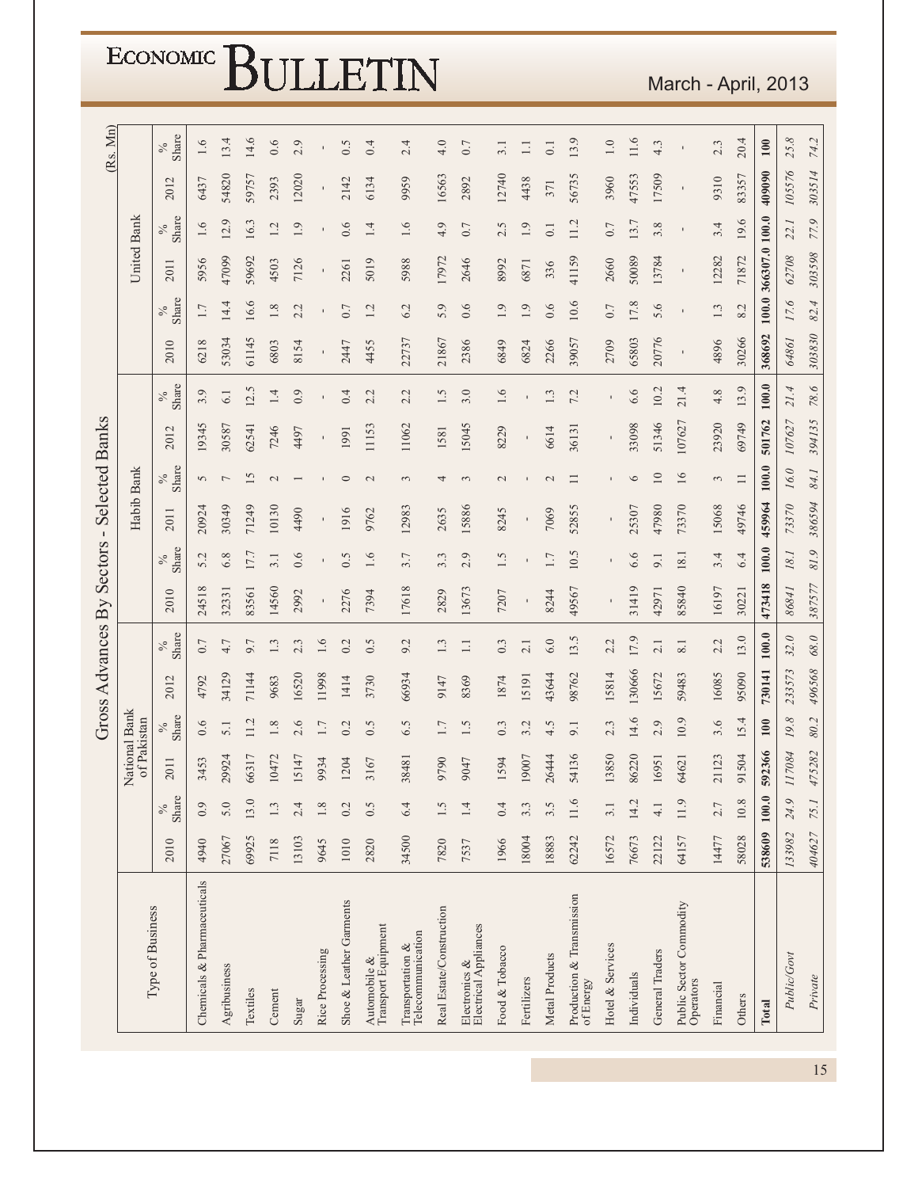# Gross Advances By Sectors - Selected Banks

(Rs. Mn)

| Type of Business | National Bank of Pakistan | | | | | | Habib Bank | | | | | | United Bank | | | | | |
|---|---|---|---|---|---|---|---|---|---|---|---|---|---|---|---|---|---|---|
| | 2010 | % Share | 2011 | % Share | 2012 | % Share | 2010 | % Share | 2011 | % Share | 2012 | % Share | 2010 | % Share | 2011 | % Share | 2012 | % Share |
| Chemicals & Pharmaceuticals | 4940 | 0.9 | 3453 | 0.6 | 4792 | 0.7 | 24518 | 5.2 | 20924 | 5 | 19345 | 3.9 | 6218 | 1.7 | 5956 | 1.6 | 6437 | 1.6 |
| Agribusiness | 27067 | 5.0 | 29924 | 5.1 | 34129 | 4.7 | 32331 | 6.8 | 30349 | 7 | 30587 | 6.1 | 53034 | 14.4 | 47099 | 12.9 | 54820 | 13.4 |
| Textiles | 69925 | 13.0 | 66317 | 11.2 | 71144 | 9.7 | 83561 | 17.7 | 71249 | 15 | 62541 | 12.5 | 61145 | 16.6 | 59692 | 16.3 | 59757 | 14.6 |
| Cement | 7118 | 1.3 | 10472 | 1.8 | 9683 | 1.3 | 14560 | 3.1 | 10130 | 2 | 7246 | 1.4 | 6803 | 1.8 | 4503 | 1.2 | 2393 | 0.6 |
| Sugar | 13103 | 2.4 | 15147 | 2.6 | 16520 | 2.3 | 2992 | 0.6 | 4490 | 1 | 4497 | 0.9 | 8154 | 2.2 | 7126 | 1.9 | 12020 | 2.9 |
| Rice Processing | 9645 | 1.8 | 9934 | 1.7 | 11998 | 1.6 | - | - | - | - | - | - | - | - | - | - | - | - |
| Shoe & Leather Garments | 1010 | 0.2 | 1204 | 0.2 | 1414 | 0.2 | 2276 | 0.5 | 1916 | 0 | 1991 | 0.4 | 2447 | 0.7 | 2261 | 0.6 | 2142 | 0.5 |
| Automobile & Transport Equipment | 2820 | 0.5 | 3167 | 0.5 | 3730 | 0.5 | 7394 | 1.6 | 9762 | 2 | 11153 | 2.2 | 4455 | 1.2 | 5019 | 1.4 | 6134 | 0.4 |
| Transportation & Telecommunication | 34500 | 6.4 | 38481 | 6.5 | 66934 | 9.2 | 17618 | 3.7 | 12983 | 3 | 11062 | 2.2 | 22737 | 6.2 | 5988 | 1.6 | 9959 | 2.4 |
| Real Estate/Construction | 7820 | 1.5 | 9790 | 1.7 | 9147 | 1.3 | 2829 | 3.3 | 2635 | 4 | 1581 | 1.5 | 21867 | 5.9 | 17972 | 4.9 | 16563 | 4.0 |
| Electronics & Electrical Appliances | 7537 | 1.4 | 9047 | 1.5 | 8369 | 1.1 | 13673 | 2.9 | 15886 | 3 | 15045 | 3.0 | 2386 | 0.6 | 2646 | 0.7 | 2892 | 0.7 |
| Food & Tobacco | 1966 | 0.4 | 1594 | 0.3 | 1874 | 0.3 | 7207 | 1.5 | 8245 | 2 | 8229 | 1.6 | 6849 | 1.9 | 8992 | 2.5 | 12740 | 3.1 |
| Fertilizers | 18004 | 3.3 | 19007 | 3.2 | 15191 | 2.1 | - | - | - | - | - | - | 6824 | 1.9 | 6871 | 1.9 | 4438 | 1.1 |
| Metal Products | 18883 | 3.5 | 26444 | 4.5 | 43644 | 6.0 | 8244 | 1.7 | 7069 | 2 | 6614 | 1.3 | 2266 | 0.6 | 336 | 0.1 | 371 | 0.1 |
| Production & Transmission of Energy | 62242 | 11.6 | 54136 | 9.1 | 98762 | 13.5 | 49567 | 10.5 | 52855 | 11 | 36131 | 7.2 | 39057 | 10.6 | 41159 | 11.2 | 56735 | 13.9 |
| Hotel & Services | 16572 | 3.1 | 13850 | 2.3 | 15814 | 2.2 | - | - | - | - | - | - | 2709 | 0.7 | 2660 | 0.7 | 3960 | 1.0 |
| Individuals | 76673 | 14.2 | 86220 | 14.6 | 130666 | 17.9 | 31419 | 6.6 | 25307 | 6 | 33098 | 6.6 | 65803 | 17.8 | 50089 | 13.7 | 47553 | 11.6 |
| General Traders | 22122 | 4.1 | 16951 | 2.9 | 15672 | 2.1 | 42971 | 9.1 | 47980 | 10 | 51346 | 10.2 | 20776 | 5.6 | 13784 | 3.8 | 17509 | 4.3 |
| Public Sector Commodity Operators | 64157 | 11.9 | 64621 | 10.9 | 59483 | 8.1 | 85840 | 18.1 | 73370 | 16 | 107627 | 21.4 | - | - | - | - | - | - |
| Financial | 14477 | 2.7 | 21123 | 3.6 | 16085 | 2.2 | 16197 | 3.4 | 15068 | 3 | 23920 | 4.8 | 4896 | 1.3 | 12282 | 3.4 | 9310 | 2.3 |
| Others | 58028 | 10.8 | 91504 | 15.4 | 95090 | 13.0 | 30221 | 6.4 | 49746 | 11 | 69749 | 13.9 | 30266 | 8.2 | 71872 | 19.6 | 83357 | 20.4 |
| **Total** | **538609** | **100.0** | **592366** | **100** | **730141** | **100.0** | **473418** | **100.0** | **459964** | **100.0** | **501762** | **100.0** | **368692** | **100.0** | **366307.0** | **100.0** | **409090** | **100** |
| *Public/Govt* | *133982* | *24.9* | *117084* | *19.8* | *233573* | *32.0* | *86841* | *18.1* | *73370* | *16.0* | *107627* | *21.4* | *64861* | *17.6* | *62708* | *22.1* | *105576* | *25.8* |
| *Private* | *404627* | *75.1* | *475282* | *80.2* | *496568* | *68.0* | *387577* | *81.9* | *386594* | *84.1* | *394135* | *78.6* | *303830* | *82.4* | *303598* | *77.9* | *303514* | *74.2* |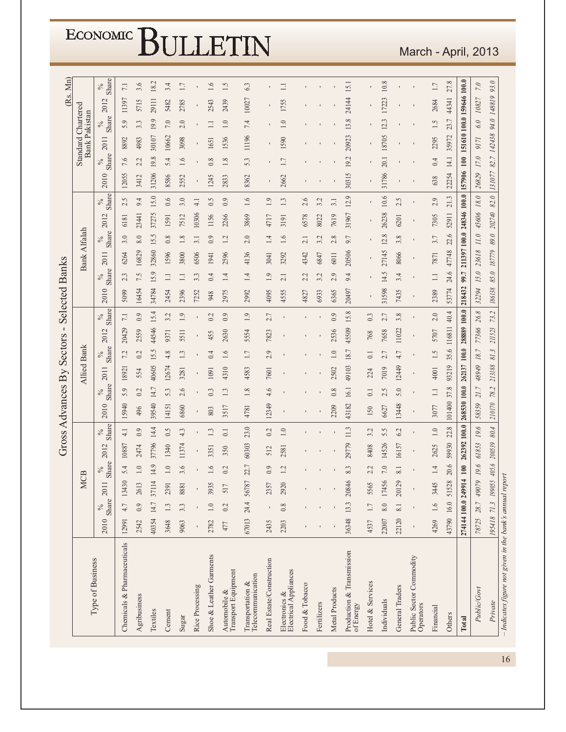# Gross Advances By Sectors - Selected Banks

(Rs. Mn)

| Type of Business | MCB | | | | | | Allied Bank | | | | | | Bank Alfalah | | | | | | Standard Chartered Bank Pakistan | | | | | |
|---|---|---|---|---|---|---|---|---|---|---|---|---|---|---|---|---|---|---|---|---|---|---|---|---|
| | 2010 | % Share | 2011 | % Share | 2012 | % Share | 2010 | % Share | 2011 | % Share | 2012 | % Share | 2010 | % Share | 2011 | % Share | 2012 | % Share | 2010 | % Share | 2011 | % Share | 2012 | % Share |
| Chemicals & Pharmaceuticals | 12991 | 4.7 | 13430 | 5.4 | 10887 | 4.1 | 15940 | 5.9 | 18921 | 7.2 | 20429 | 7.1 | 5099 | 2.3 | 6264 | 3.0 | 6181 | 2.5 | 12055 | 7.6 | 8892 | 5.9 | 11397 | 7.1 |
| Agribusiness | 2542 | 0.9 | 2613 | 1.0 | 2474 | 0.9 | 496 | 0.2 | 554 | 0.2 | 2559 | 0.9 | 16454 | 7.5 | 16829 | 8.0 | 23441 | 9.4 | 3412 | 2.2 | 4983 | 3.3 | 5715 | 3.6 |
| Textiles | 40354 | 14.7 | 37114 | 14.9 | 37796 | 14.4 | 39540 | 14.7 | 40605 | 15.5 | 44546 | 15.4 | 34784 | 15.9 | 32860 | 15.5 | 37275 | 15.0 | 31206 | 19.8 | 30107 | 19.9 | 29111 | 18.2 |
| Cement | 3648 | 1.3 | 2391 | 1.0 | 1340 | 0.5 | 14151 | 5.3 | 12674 | 4.8 | 9371 | 3.2 | 2454 | 1.1 | 1596 | 0.8 | 1591 | 0.6 | 8586 | 5.4 | 10662 | 7.0 | 5482 | 3.4 |
| Sugar | 9063 | 3.3 | 8881 | 3.6 | 11374 | 4.3 | 6860 | 2.6 | 3281 | 1.3 | 5511 | 1.9 | 2396 | 1.1 | 3800 | 1.8 | 7512 | 3.0 | 2552 | 1.6 | 3098 | 2.0 | 2785 | 1.7 |
| Rice Processing | - | - | - | - | - | - | - | - | - | - | - | - | 7252 | 3.3 | 6506 | 3.1 | 10306 | 4.1 | - | - | - | - | - | - |
| Shoe & Leather Garments | 2782 | 1.0 | 3935 | 1.6 | 3351 | 1.3 | 803 | 0.3 | 1091 | 0.4 | 455 | 0.2 | 948 | 0.4 | 1941 | 0.9 | 1156 | 0.5 | 1245 | 0.8 | 1651 | 1.1 | 2543 | 1.6 |
| Automobile & Transport Equipment | 477 | 0.2 | 517 | 0.2 | 350 | 0.1 | 3517 | 1.3 | 4310 | 1.6 | 2630 | 0.9 | 2975 | 1.4 | 2596 | 1.2 | 2266 | 0.9 | 2833 | 1.8 | 1536 | 1.0 | 2439 | 1.5 |
| Transportation & Telecommunication | 67013 | 24.4 | 56787 | 22.7 | 60303 | 23.0 | 4781 | 1.8 | 4583 | 1.7 | 5554 | 1.9 | 2992 | 1.4 | 4136 | 2.0 | 3869 | 1.6 | 8362 | 5.3 | 11196 | 7.4 | 10027 | 6.3 |
| Real Estate/Construction | 2435 | - | 2357 | 0.9 | 512 | 0.2 | 12349 | 4.6 | 7601 | 2.9 | 7823 | 2.7 | 4095 | 1.9 | 3041 | 1.4 | 4717 | 1.9 | - | - | - | - | - | - |
| Electronics & Electrical Appliances | 2203 | 0.8 | 2920 | 1.2 | 2581 | 1.0 | - | - | - | - | - | - | 4555 | 2.1 | 3292 | 1.6 | 3191 | 1.3 | 2662 | 1.7 | 1590 | 1.0 | 1755 | 1.1 |
| Food & Tobacco | - | - | - | - | - | - | - | - | - | - | - | - | 4827 | 2.2 | 4342 | 2.1 | 6578 | 2.6 | - | - | - | - | - | - |
| Fertilizers | - | - | - | - | - | - | - | - | - | - | - | - | 6933 | 3.2 | 6847 | 3.2 | 8022 | 3.2 | - | - | - | - | - | - |
| Metal Products | - | - | - | - | - | - | 2209 | 0.8 | 2502 | 1.0 | 2536 | 0.9 | 6365 | 2.9 | 6011 | 2.8 | 7619 | 3.1 | - | - | - | - | - | - |
| Production & Transmission of Energy | 36348 | 13.3 | 20846 | 8.3 | 29779 | 11.3 | 43182 | 16.1 | 49103 | 18.7 | 45509 | 15.8 | 20497 | 9.4 | 20506 | 9.7 | 31967 | 12.9 | 30315 | 19.2 | 20923 | 13.8 | 24144 | 15.1 |
| Hotel & Services | 4537 | 1.7 | 5565 | 2.2 | 8408 | 3.2 | 150 | 0.1 | 224 | 0.1 | 768 | 0.3 | - | - | - | - | - | - | - | - | - | - | - | - |
| Individuals | 22007 | 8.0 | 17456 | 7.0 | 14526 | 5.5 | 6627 | 2.5 | 7019 | 2.7 | 7658 | 2.7 | 31598 | 14.5 | 27145 | 12.8 | 26238 | 10.6 | 31786 | 20.1 | 18705 | 12.3 | 17223 | 10.8 |
| General Traders | 22120 | 8.1 | 20129 | 8.1 | 16157 | 6.2 | 13448 | 5.0 | 12449 | 4.7 | 11022 | 3.8 | 7435 | 3.4 | 8066 | 3.8 | 6201 | 2.5 | - | - | - | - | - | - |
| Public Sector Commodity Operators | - | - | - | - | - | - | - | - | - | - | - | - | - | - | - | - | - | - | - | - | - | - | - | - |
| Financial | 4269 | 1.6 | 3445 | 1.4 | 2625 | 1.0 | 3077 | 1.1 | 4001 | 1.5 | 5707 | 2.0 | 2389 | 1.1 | 7871 | 3.7 | 7305 | 2.9 | 638 | 0.4 | 2295 | 1.5 | 2684 | 1.7 |
| Others | 43790 | 16.0 | 51528 | 20.6 | 59930 | 22.8 | 101400 | 37.8 | 93219 | 35.6 | 116811 | 40.4 | 53774 | 24.6 | 47748 | 22.6 | 52911 | 21.3 | 22254 | 14.1 | 35972 | 23.7 | 44341 | 27.8 |
| **Total** | **274144** | **100.0** | **249914** | **100** | **262392** | **100.0** | **268530** | **100.0** | **262137** | **100.0** | **288889** | **100.0** | **218432** | **99.7** | **211397** | **100.0** | **248346** | **100.0** | **157906** | **100** | **151610** | **100.0** | **159646** | **100.0** |
| *Public/Govt* | *78725* | *28.7* | *49079* | *19.6* | *61853* | *19.6* | *58359* | *21.7* | *48949* | *18.7* | *77366* | *26.8* | *32294* | *15.0* | *23618* | *11.0* | *45606* | *18.0* | *26829* | *17.0* | *9171* | *6.0* | *10827* | *7.0* |
| *Private* | *195418* | *71.3* | *199055* | *405.6* | *200539* | *80.4* | *210170* | *78.2* | *213188* | *81.3* | *211523* | *73.2* | *186138* | *85.0* | *187779* | *89.0* | *202740* | *82.0* | *131077* | *82.7* | *142438* | *94.0* | *148819* | *93.0* |

*– Indicates figure not given in the bank's annual report*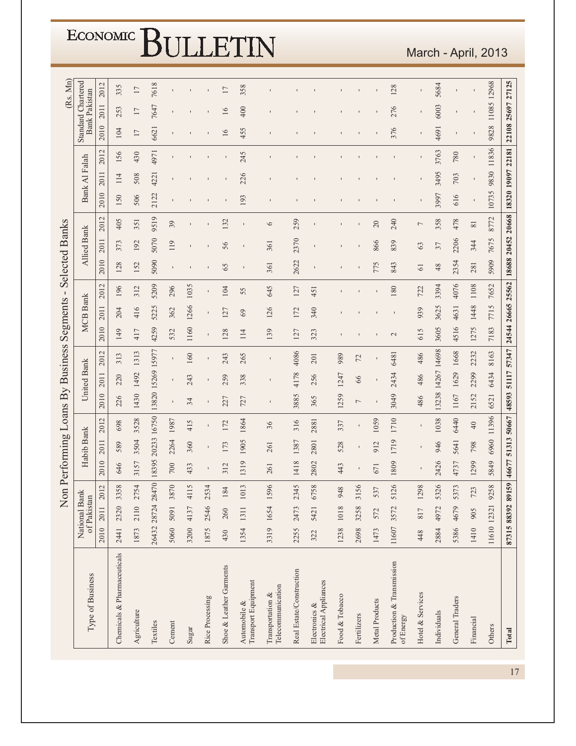# Non Performing Loans By Business Segments - Selected Banks

(Rs. Mn)

| Type of Business | National Bank of Pakistan | | | Habib Bank | | | United Bank | | | MCB Bank | | | Allied Bank | | | Bank Al Falah | | | Standard Chartered Bank Pakistan | | |
|---|---|---|---|---|---|---|---|---|---|---|---|---|---|---|---|---|---|---|---|---|---|
| | 2010 | 2011 | 2012 | 2010 | 2011 | 2012 | 2010 | 2011 | 2012 | 2010 | 2011 | 2012 | 2010 | 2011 | 2012 | 2010 | 2011 | 2012 | 2010 | 2011 | 2012 |
| Chemicals & Pharmaceuticals | 2441 | 2320 | 3358 | 646 | 589 | 698 | 226 | 220 | 313 | 149 | 204 | 196 | 128 | 373 | 405 | 150 | 114 | 156 | 104 | 253 | 335 |
| Agriculture | 1873 | 2110 | 2754 | 3157 | 3504 | 3528 | 1430 | 1492 | 1313 | 417 | 416 | 312 | 152 | 192 | 351 | 506 | 508 | 430 | 17 | 17 | 17 |
| Textiles | 26432 | 28724 | 28470 | 18395 | 20233 | 16750 | 13820 | 15269 | 15977 | 4259 | 5225 | 5209 | 5090 | 5070 | 9519 | 2122 | 4221 | 4971 | 6621 | 7647 | 7618 |
| Cement | 5060 | 5091 | 3870 | 700 | 2264 | 1987 | - | - | - | 532 | 362 | 296 | - | 119 | 39 | - | - | - | - | - | - |
| Sugar | 3200 | 4137 | 4115 | 433 | 360 | 415 | 34 | 243 | 160 | 1160 | 1266 | 1035 | - | - | - | - | - | - | - | - | - |
| Rice Processing | 1875 | 2546 | 2534 | - | - | - | - | - | - | - | - | - | - | - | - | - | - | - | - | - | - |
| Shoe & Leather Garments | 430 | 260 | 184 | 312 | 173 | 172 | 227 | 259 | 243 | 128 | 127 | 104 | 65 | 56 | 132 | - | - | - | 16 | 16 | 17 |
| Automobile & Transport Equipment | 1354 | 1311 | 1013 | 1319 | 1905 | 1864 | 727 | 338 | 265 | 114 | 69 | 55 | - | - | - | 193 | 226 | 245 | 455 | 400 | 358 |
| Transportation & Telecommunication | 3319 | 1654 | 1596 | 261 | 261 | 36 | - | - | - | 139 | 126 | 645 | 361 | 361 | 6 | - | - | - | - | - | - |
| Real Estate/Construction | 2255 | 2473 | 2345 | 1418 | 1387 | 316 | 3885 | 4178 | 4086 | 127 | 172 | 127 | 2622 | 2370 | 259 | - | - | - | - | - | - |
| Electronics & Electrical Appliances | 322 | 5421 | 6758 | 2802 | 2801 | 2881 | 365 | 256 | 201 | 323 | 340 | 451 | - | - | - | - | - | - | - | - | - |
| Food & Tobacco | 1238 | 1018 | 948 | 443 | 528 | 337 | 1259 | 1247 | 989 | - | - | - | - | - | - | - | - | - | - | - | - |
| Fertilizers | 2698 | 3258 | 3156 | - | - | - | 7 | 66 | 72 | - | - | - | - | - | - | - | - | - | - | - | - |
| Metal Products | 1473 | 572 | 537 | 671 | 912 | 1059 | - | - | - | - | - | - | 775 | 866 | 20 | - | - | - | - | - | - |
| Production & Transmission of Energy | 11607 | 3572 | 5126 | 1809 | 1719 | 1710 | 3049 | 2434 | 6481 | 2 | - | 180 | 843 | 839 | 240 | - | - | - | 376 | 276 | 128 |
| Hotel & Services | 448 | 817 | 1298 | - | - | - | 486 | 486 | 486 | 615 | 939 | 722 | 61 | 63 | 7 | - | - | - | - | - | - |
| Individuals | 2884 | 4972 | 5326 | 2426 | 946 | 1038 | 13238 | 14267 | 14698 | 3605 | 3625 | 3394 | 48 | 37 | 358 | 3997 | 3495 | 3763 | 4691 | 6003 | 5684 |
| General Traders | 5386 | 4679 | 5373 | 4737 | 5641 | 6440 | 1167 | 1629 | 1668 | 4516 | 4631 | 4076 | 2354 | 2206 | 478 | 616 | 703 | 780 | - | - | - |
| Financial | 1410 | 905 | 723 | 1299 | 798 | 40 | 2152 | 2299 | 2232 | 1275 | 1448 | 1108 | 281 | 344 | 81 | - | - | - | - | - | - |
| Others | 11610 | 12321 | 9258 | 5849 | 6960 | 11396 | 6521 | 6434 | 8163 | 7183 | 7715 | 7652 | 5909 | 7675 | 8772 | 10735 | 9830 | 11836 | 9828 | 11085 | 12968 |
| **Total** | **87315** | **88392** | **89159** | **46677** | **51313** | **50667** | **48593** | **51117** | **57347** | **24544** | **26665** | **25562** | **18688** | **20452** | **20668** | **18320** | **19097** | **22181** | **22108** | **25697** | **27125** |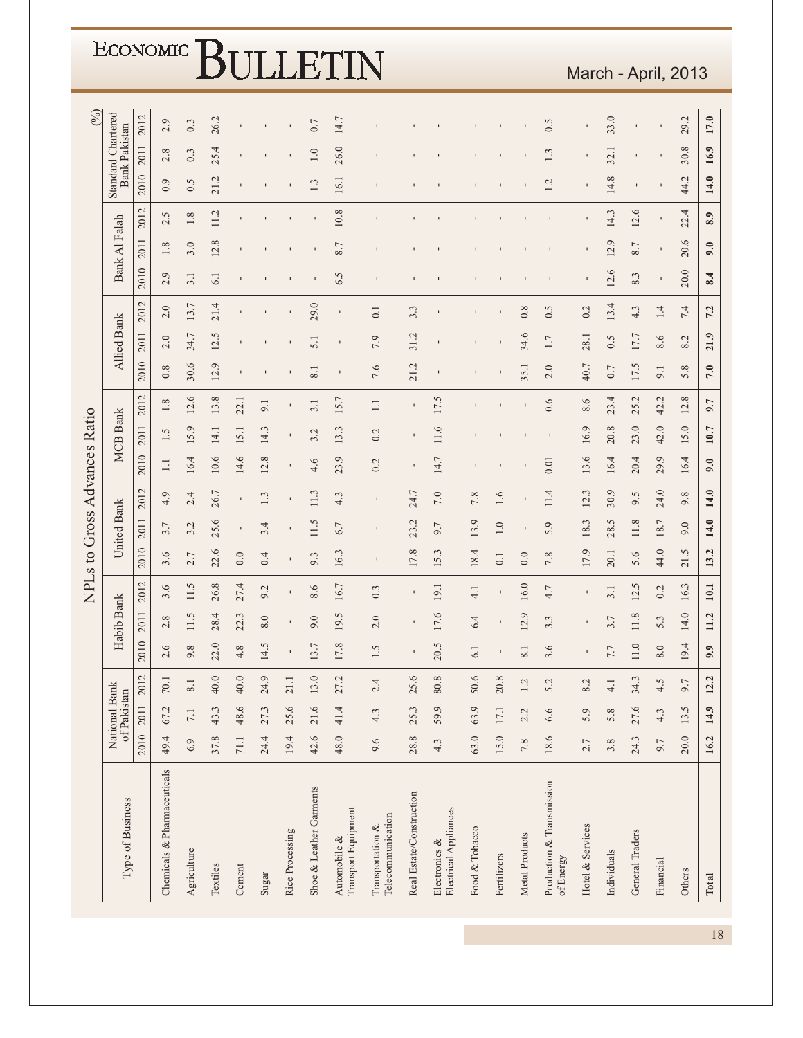## NPLs to Gross Advances Ratio

(%)

| Type of Business | National Bank of Pakistan | | | Habib Bank | | | United Bank | | | MCB Bank | | | Allied Bank | | | Bank Al Falah | | | Standard Chartered Bank Pakistan | | |
|---|---|---|---|---|---|---|---|---|---|---|---|---|---|---|---|---|---|---|---|---|---|
| | 2010 | 2011 | 2012 | 2010 | 2011 | 2012 | 2010 | 2011 | 2012 | 2010 | 2011 | 2012 | 2010 | 2011 | 2012 | 2010 | 2011 | 2012 | 2010 | 2011 | 2012 |
| Chemicals & Pharmaceuticals | 49.4 | 67.2 | 70.1 | 2.6 | 2.8 | 3.6 | 3.6 | 3.7 | 4.9 | 1.1 | 1.5 | 1.8 | 0.8 | 2.0 | 2.0 | 2.9 | 1.8 | 2.5 | 0.9 | 2.8 | 2.9 |
| Agriculture | 6.9 | 7.1 | 8.1 | 9.8 | 11.5 | 11.5 | 2.7 | 3.2 | 2.4 | 16.4 | 15.9 | 12.6 | 30.6 | 34.7 | 13.7 | 3.1 | 3.0 | 1.8 | 0.5 | 0.3 | 0.3 |
| Textiles | 37.8 | 43.3 | 40.0 | 22.0 | 28.4 | 26.8 | 22.6 | 25.6 | 26.7 | 10.6 | 14.1 | 13.8 | 12.9 | 12.5 | 21.4 | 6.1 | 12.8 | 11.2 | 21.2 | 25.4 | 26.2 |
| Cement | 71.1 | 48.6 | 40.0 | 4.8 | 22.3 | 27.4 | 0.0 | - | - | 14.6 | 15.1 | 22.1 | - | - | - | - | - | - | - | - | - |
| Sugar | 24.4 | 27.3 | 24.9 | 14.5 | 8.0 | 9.2 | 0.4 | 3.4 | 1.3 | 12.8 | 14.3 | 9.1 | - | - | - | - | - | - | - | - | - |
| Rice Processing | 19.4 | 25.6 | 21.1 | - | - | - | - | - | - | - | - | - | - | - | - | - | - | - | - | - | - |
| Shoe & Leather Garments | 42.6 | 21.6 | 13.0 | 13.7 | 9.0 | 8.6 | 9.3 | 11.5 | 11.3 | 4.6 | 3.2 | 3.1 | 8.1 | 5.1 | 29.0 | - | - | - | 1.3 | 1.0 | 0.7 |
| Automobile & Transport Equipment | 48.0 | 41.4 | 27.2 | 17.8 | 19.5 | 16.7 | 16.3 | 6.7 | 4.3 | 23.9 | 13.3 | 15.7 | - | - | - | 6.5 | 8.7 | 10.8 | 16.1 | 26.0 | 14.7 |
| Transportation & Telecommunication | 9.6 | 4.3 | 2.4 | 1.5 | 2.0 | 0.3 | - | - | - | 0.2 | 0.2 | 1.1 | 7.6 | 7.9 | 0.1 | - | - | - | - | - | - |
| Real Estate/Construction | 28.8 | 25.3 | 25.6 | - | - | - | 17.8 | 23.2 | 24.7 | - | - | - | 21.2 | 31.2 | 3.3 | - | - | - | - | - | - |
| Electronics & Electrical Appliances | 4.3 | 59.9 | 80.8 | 20.5 | 17.6 | 19.1 | 15.3 | 9.7 | 7.0 | 14.7 | 11.6 | 17.5 | - | - | - | - | - | - | - | - | - |
| Food & Tobacco | 63.0 | 63.9 | 50.6 | 6.1 | 6.4 | 4.1 | 18.4 | 13.9 | 7.8 | - | - | - | - | - | - | - | - | - | - | - | - |
| Fertilizers | 15.0 | 17.1 | 20.8 | - | - | - | 0.1 | 1.0 | 1.6 | - | - | - | - | - | - | - | - | - | - | - | - |
| Metal Products | 7.8 | 2.2 | 1.2 | 8.1 | 12.9 | 16.0 | 0.0 | - | - | - | - | - | 35.1 | 34.6 | 0.8 | - | - | - | - | - | - |
| Production & Transmission of Energy | 18.6 | 6.6 | 5.2 | 3.6 | 3.3 | 4.7 | 7.8 | 5.9 | 11.4 | 0.01 | - | 0.6 | 2.0 | 1.7 | 0.5 | - | - | - | 1.2 | 1.3 | 0.5 |
| Hotel & Services | 2.7 | 5.9 | 8.2 | - | - | - | 17.9 | 18.3 | 12.3 | 13.6 | 16.9 | 8.6 | 40.7 | 28.1 | 0.2 | - | - | - | - | - | - |
| Individuals | 3.8 | 5.8 | 4.1 | 7.7 | 3.7 | 3.1 | 20.1 | 28.5 | 30.9 | 16.4 | 20.8 | 23.4 | 0.7 | 0.5 | 13.4 | 12.6 | 12.9 | 14.3 | 14.8 | 32.1 | 33.0 |
| General Traders | 24.3 | 27.6 | 34.3 | 11.0 | 11.8 | 12.5 | 5.6 | 11.8 | 9.5 | 20.4 | 23.0 | 25.2 | 17.5 | 17.7 | 4.3 | 8.3 | 8.7 | 12.6 | - | - | - |
| Financial | 9.7 | 4.3 | 4.5 | 8.0 | 5.3 | 0.2 | 44.0 | 18.7 | 24.0 | 29.9 | 42.0 | 42.2 | 9.1 | 8.6 | 1.4 | - | - | - | - | - | - |
| Others | 20.0 | 13.5 | 9.7 | 19.4 | 14.0 | 16.3 | 21.5 | 9.0 | 9.8 | 16.4 | 15.0 | 12.8 | 5.8 | 8.2 | 7.4 | 20.0 | 20.6 | 22.4 | 44.2 | 30.8 | 29.2 |
| **Total** | **16.2** | **14.9** | **12.2** | **9.9** | **11.2** | **10.1** | **13.2** | **14.0** | **14.0** | **9.0** | **10.7** | **9.7** | **7.0** | **21.9** | **7.2** | **8.4** | **9.0** | **8.9** | **14.0** | **16.9** | **17.0** |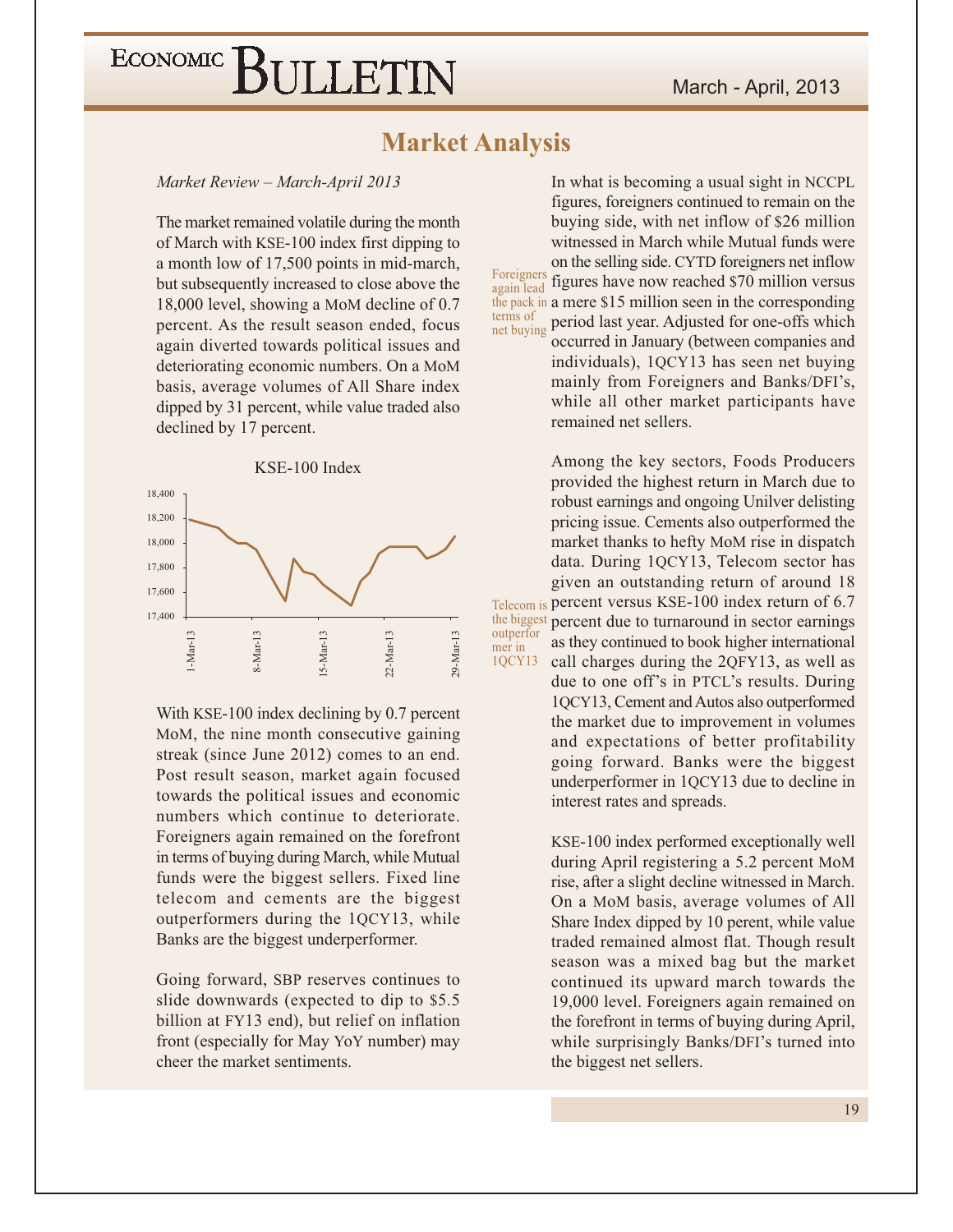# Market Analysis

*Market Review – March-April 2013*

The market remained volatile during the month of March with KSE-100 index first dipping to a month low of 17,500 points in mid-march, but subsequently increased to close above the 18,000 level, showing a MoM decline of 0.7 percent. As the result season ended, focus again diverted towards political issues and deteriorating economic numbers. On a MoM basis, average volumes of All Share index dipped by 31 percent, while value traded also declined by 17 percent.

KSE-100 Index

With KSE-100 index declining by 0.7 percent MoM, the nine month consecutive gaining streak (since June 2012) comes to an end. Post result season, market again focused towards the political issues and economic numbers which continue to deteriorate. Foreigners again remained on the forefront in terms of buying during March, while Mutual funds were the biggest sellers. Fixed line telecom and cements are the biggest outperformers during the 1QCY13, while Banks are the biggest underperformer.

Going forward, SBP reserves continues to slide downwards (expected to dip to $5.5 billion at FY13 end), but relief on inflation front (especially for May YoY number) may cheer the market sentiments.

*Foreigners again lead the pack in terms of net buying*

In what is becoming a usual sight in NCCPL figures, foreigners continued to remain on the buying side, with net inflow of $26 million witnessed in March while Mutual funds were on the selling side. CYTD foreigners net inflow figures have now reached $70 million versus a mere $15 million seen in the corresponding period last year. Adjusted for one-offs which occurred in January (between companies and individuals), 1QCY13 has seen net buying mainly from Foreigners and Banks/DFI's, while all other market participants have remained net sellers.

*Telecom is the biggest outperformer in 1QCY13*

Among the key sectors, Foods Producers provided the highest return in March due to robust earnings and ongoing Unilver delisting pricing issue. Cements also outperformed the market thanks to hefty MoM rise in dispatch data. During 1QCY13, Telecom sector has given an outstanding return of around 18 percent versus KSE-100 index return of 6.7 percent due to turnaround in sector earnings as they continued to book higher international call charges during the 2QFY13, as well as due to one off's in PTCL's results. During 1QCY13, Cement and Autos also outperformed the market due to improvement in volumes and expectations of better profitability going forward. Banks were the biggest underperformer in 1QCY13 due to decline in interest rates and spreads.

KSE-100 index performed exceptionally well during April registering a 5.2 percent MoM rise, after a slight decline witnessed in March. On a MoM basis, average volumes of All Share Index dipped by 10 perent, while value traded remained almost flat. Though result season was a mixed bag but the market continued its upward march towards the 19,000 level. Foreigners again remained on the forefront in terms of buying during April, while surprisingly Banks/DFI's turned into the biggest net sellers.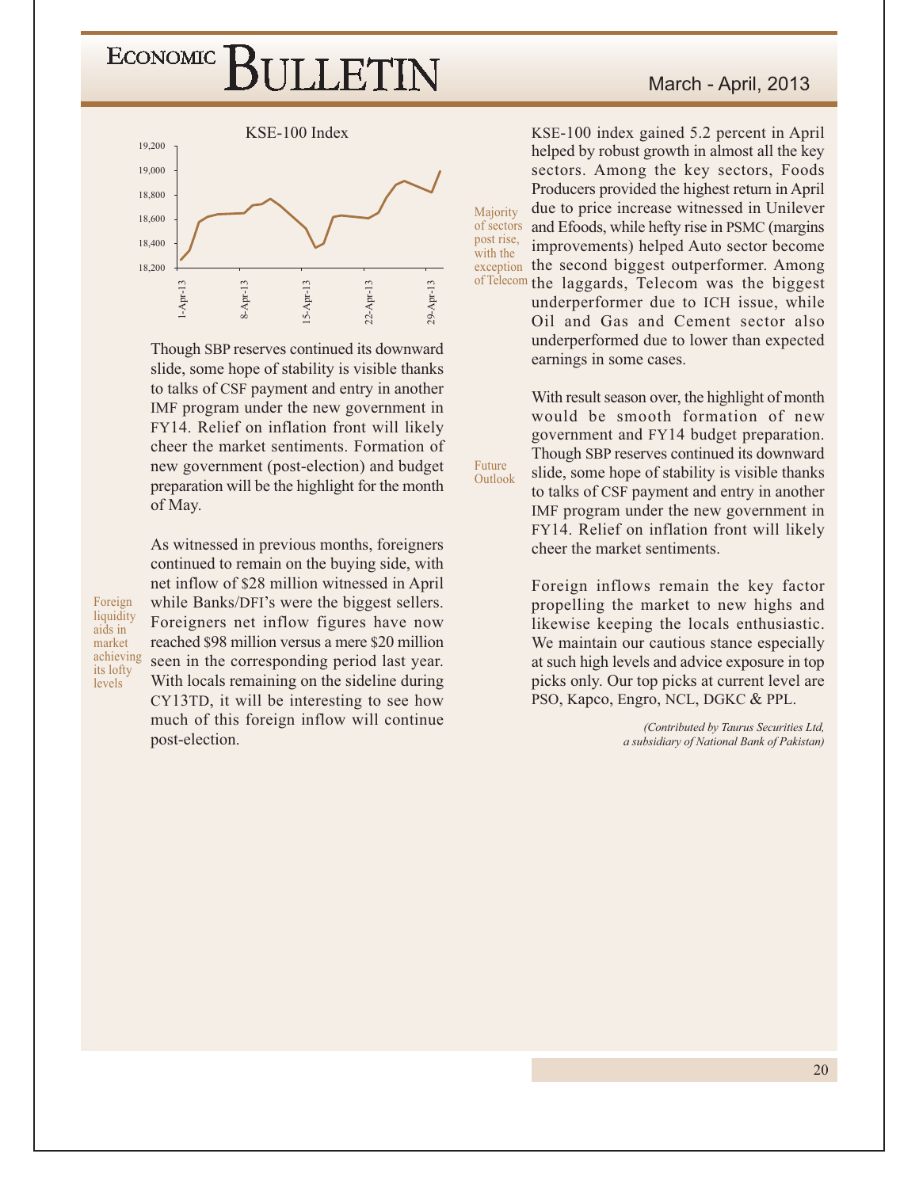KSE-100 Index

Though SBP reserves continued its downward slide, some hope of stability is visible thanks to talks of CSF payment and entry in another IMF program under the new government in FY14. Relief on inflation front will likely cheer the market sentiments. Formation of new government (post-election) and budget preparation will be the highlight for the month of May.

Foreign liquidity aids in market achieving its lofty levels

As witnessed in previous months, foreigners continued to remain on the buying side, with net inflow of $28 million witnessed in April while Banks/DFI's were the biggest sellers. Foreigners net inflow figures have now reached $98 million versus a mere $20 million seen in the corresponding period last year. With locals remaining on the sideline during CY13TD, it will be interesting to see how much of this foreign inflow will continue post-election.

Majority of sectors post rise, with the exception of Telecom

KSE-100 index gained 5.2 percent in April helped by robust growth in almost all the key sectors. Among the key sectors, Foods Producers provided the highest return in April due to price increase witnessed in Unilever and Efoods, while hefty rise in PSMC (margins improvements) helped Auto sector become the second biggest outperformer. Among the laggards, Telecom was the biggest underperformer due to ICH issue, while Oil and Gas and Cement sector also underperformed due to lower than expected earnings in some cases.

Future Outlook

With result season over, the highlight of month would be smooth formation of new government and FY14 budget preparation. Though SBP reserves continued its downward slide, some hope of stability is visible thanks to talks of CSF payment and entry in another IMF program under the new government in FY14. Relief on inflation front will likely cheer the market sentiments.

Foreign inflows remain the key factor propelling the market to new highs and likewise keeping the locals enthusiastic. We maintain our cautious stance especially at such high levels and advice exposure in top picks only. Our top picks at current level are PSO, Kapco, Engro, NCL, DGKC & PPL.

*(Contributed by Taurus Securities Ltd, a subsidiary of National Bank of Pakistan)*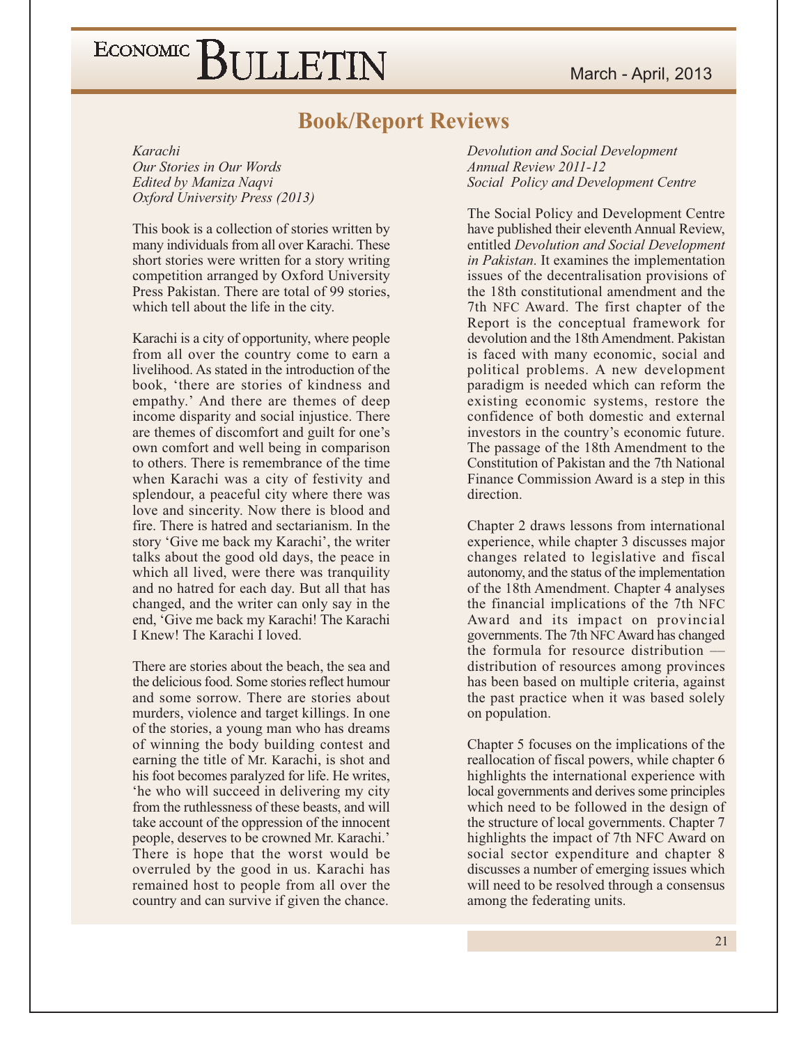## Book/Report Reviews

*Karachi*
*Our Stories in Our Words*
*Edited by Maniza Naqvi*
*Oxford University Press (2013)*

This book is a collection of stories written by many individuals from all over Karachi. These short stories were written for a story writing competition arranged by Oxford University Press Pakistan. There are total of 99 stories, which tell about the life in the city.

Karachi is a city of opportunity, where people from all over the country come to earn a livelihood. As stated in the introduction of the book, 'there are stories of kindness and empathy.' And there are themes of deep income disparity and social injustice. There are themes of discomfort and guilt for one's own comfort and well being in comparison to others. There is remembrance of the time when Karachi was a city of festivity and splendour, a peaceful city where there was love and sincerity. Now there is blood and fire. There is hatred and sectarianism. In the story 'Give me back my Karachi', the writer talks about the good old days, the peace in which all lived, were there was tranquility and no hatred for each day. But all that has changed, and the writer can only say in the end, 'Give me back my Karachi! The Karachi I Knew! The Karachi I loved.

There are stories about the beach, the sea and the delicious food. Some stories reflect humour and some sorrow. There are stories about murders, violence and target killings. In one of the stories, a young man who has dreams of winning the body building contest and earning the title of Mr. Karachi, is shot and his foot becomes paralyzed for life. He writes, 'he who will succeed in delivering my city from the ruthlessness of these beasts, and will take account of the oppression of the innocent people, deserves to be crowned Mr. Karachi.' There is hope that the worst would be overruled by the good in us. Karachi has remained host to people from all over the country and can survive if given the chance.

*Devolution and Social Development*
*Annual Review 2011-12*
*Social Policy and Development Centre*

The Social Policy and Development Centre have published their eleventh Annual Review, entitled *Devolution and Social Development in Pakistan*. It examines the implementation issues of the decentralisation provisions of the 18th constitutional amendment and the 7th NFC Award. The first chapter of the Report is the conceptual framework for devolution and the 18th Amendment. Pakistan is faced with many economic, social and political problems. A new development paradigm is needed which can reform the existing economic systems, restore the confidence of both domestic and external investors in the country's economic future. The passage of the 18th Amendment to the Constitution of Pakistan and the 7th National Finance Commission Award is a step in this direction.

Chapter 2 draws lessons from international experience, while chapter 3 discusses major changes related to legislative and fiscal autonomy, and the status of the implementation of the 18th Amendment. Chapter 4 analyses the financial implications of the 7th NFC Award and its impact on provincial governments. The 7th NFC Award has changed the formula for resource distribution — distribution of resources among provinces has been based on multiple criteria, against the past practice when it was based solely on population.

Chapter 5 focuses on the implications of the reallocation of fiscal powers, while chapter 6 highlights the international experience with local governments and derives some principles which need to be followed in the design of the structure of local governments. Chapter 7 highlights the impact of 7th NFC Award on social sector expenditure and chapter 8 discusses a number of emerging issues which will need to be resolved through a consensus among the federating units.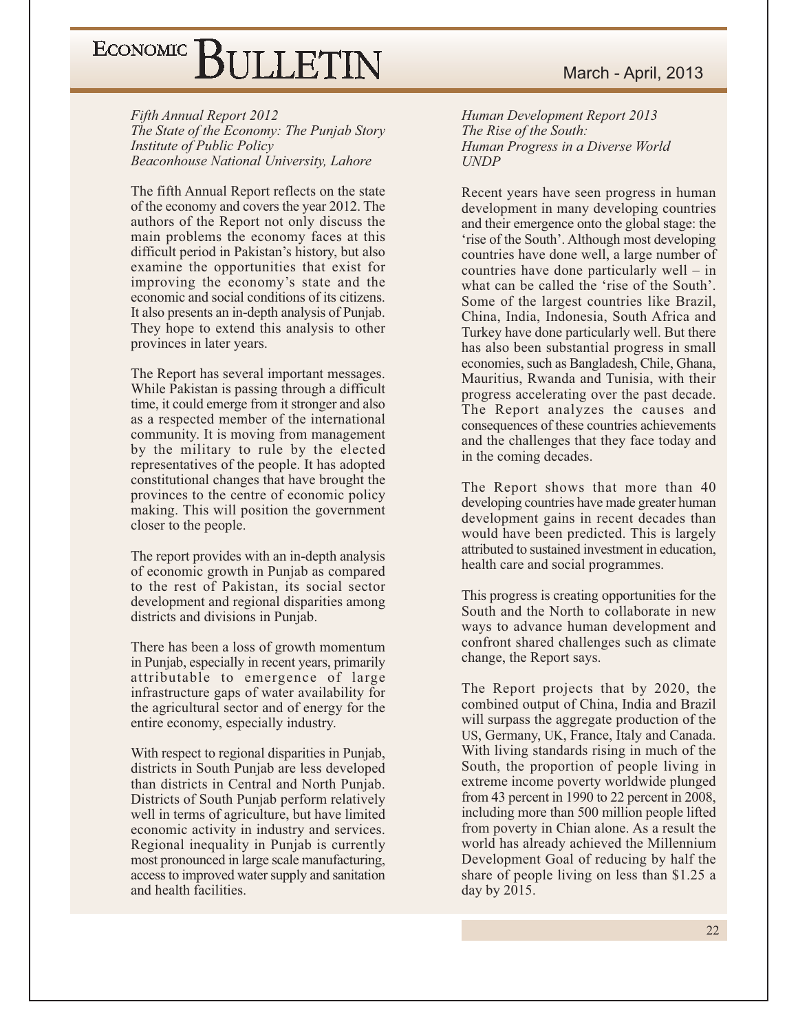*Fifth Annual Report 2012*
*The State of the Economy: The Punjab Story*
*Institute of Public Policy*
*Beaconhouse National University, Lahore*

The fifth Annual Report reflects on the state of the economy and covers the year 2012. The authors of the Report not only discuss the main problems the economy faces at this difficult period in Pakistan's history, but also examine the opportunities that exist for improving the economy's state and the economic and social conditions of its citizens. It also presents an in-depth analysis of Punjab. They hope to extend this analysis to other provinces in later years.

The Report has several important messages. While Pakistan is passing through a difficult time, it could emerge from it stronger and also as a respected member of the international community. It is moving from management by the military to rule by the elected representatives of the people. It has adopted constitutional changes that have brought the provinces to the centre of economic policy making. This will position the government closer to the people.

The report provides with an in-depth analysis of economic growth in Punjab as compared to the rest of Pakistan, its social sector development and regional disparities among districts and divisions in Punjab.

There has been a loss of growth momentum in Punjab, especially in recent years, primarily attributable to emergence of large infrastructure gaps of water availability for the agricultural sector and of energy for the entire economy, especially industry.

With respect to regional disparities in Punjab, districts in South Punjab are less developed than districts in Central and North Punjab. Districts of South Punjab perform relatively well in terms of agriculture, but have limited economic activity in industry and services. Regional inequality in Punjab is currently most pronounced in large scale manufacturing, access to improved water supply and sanitation and health facilities.

*Human Development Report 2013*
*The Rise of the South:*
*Human Progress in a Diverse World*
*UNDP*

Recent years have seen progress in human development in many developing countries and their emergence onto the global stage: the 'rise of the South'. Although most developing countries have done well, a large number of countries have done particularly well – in what can be called the 'rise of the South'. Some of the largest countries like Brazil, China, India, Indonesia, South Africa and Turkey have done particularly well. But there has also been substantial progress in small economies, such as Bangladesh, Chile, Ghana, Mauritius, Rwanda and Tunisia, with their progress accelerating over the past decade. The Report analyzes the causes and consequences of these countries achievements and the challenges that they face today and in the coming decades.

The Report shows that more than 40 developing countries have made greater human development gains in recent decades than would have been predicted. This is largely attributed to sustained investment in education, health care and social programmes.

This progress is creating opportunities for the South and the North to collaborate in new ways to advance human development and confront shared challenges such as climate change, the Report says.

The Report projects that by 2020, the combined output of China, India and Brazil will surpass the aggregate production of the US, Germany, UK, France, Italy and Canada. With living standards rising in much of the South, the proportion of people living in extreme income poverty worldwide plunged from 43 percent in 1990 to 22 percent in 2008, including more than 500 million people lifted from poverty in Chian alone. As a result the world has already achieved the Millennium Development Goal of reducing by half the share of people living on less than $1.25 a day by 2015.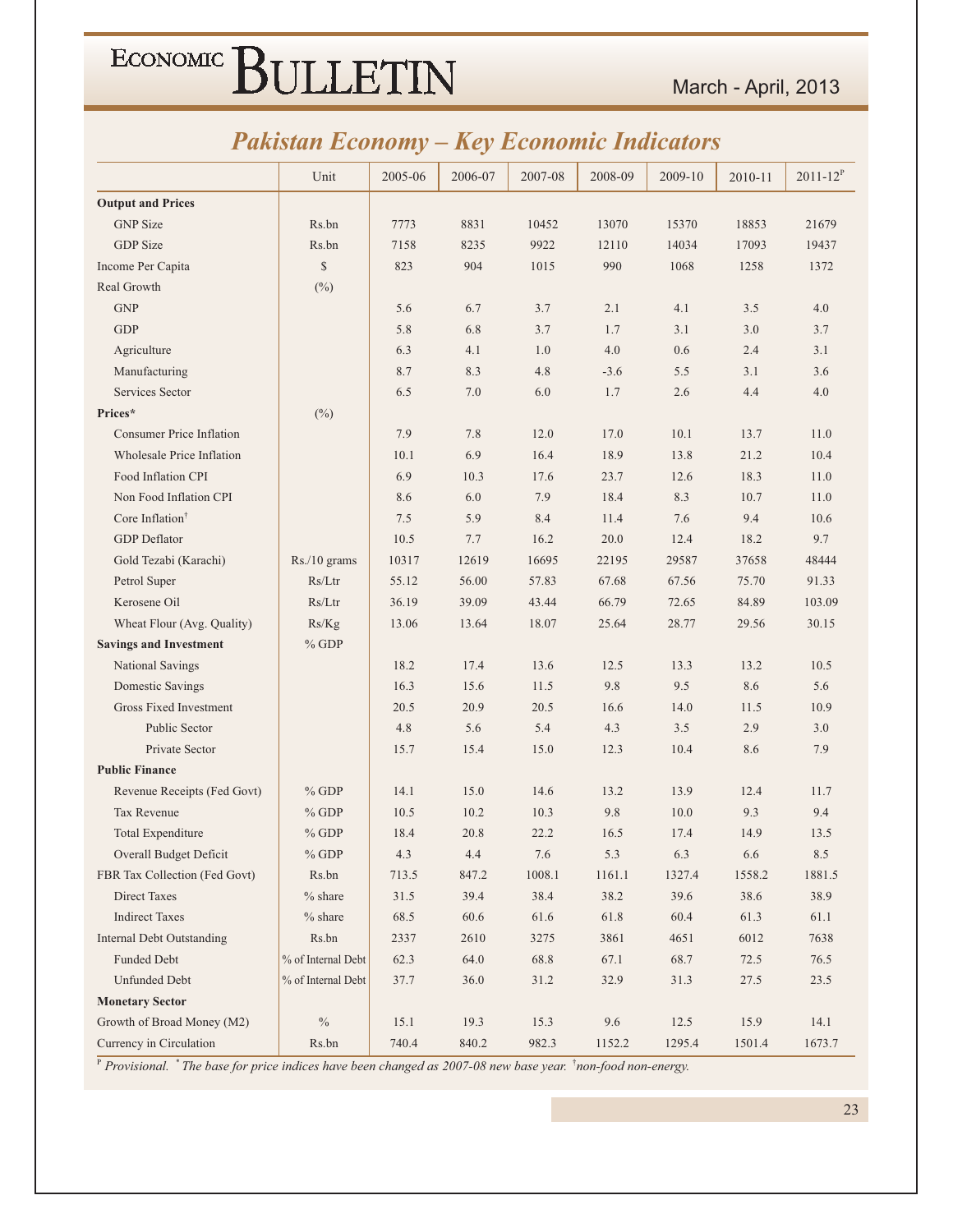## Pakistan Economy – Key Economic Indicators

| | Unit | 2005-06 | 2006-07 | 2007-08 | 2008-09 | 2009-10 | 2010-11 | 2011-12[P] |
|---|---|---|---|---|---|---|---|---|
| **Output and Prices** | | | | | | | | |
| GNP Size | Rs.bn | 7773 | 8831 | 10452 | 13070 | 15370 | 18853 | 21679 |
| GDP Size | Rs.bn | 7158 | 8235 | 9922 | 12110 | 14034 | 17093 | 19437 |
| Income Per Capita | $ | 823 | 904 | 1015 | 990 | 1068 | 1258 | 1372 |
| Real Growth | (%) | | | | | | | |
| GNP | | 5.6 | 6.7 | 3.7 | 2.1 | 4.1 | 3.5 | 4.0 |
| GDP | | 5.8 | 6.8 | 3.7 | 1.7 | 3.1 | 3.0 | 3.7 |
| Agriculture | | 6.3 | 4.1 | 1.0 | 4.0 | 0.6 | 2.4 | 3.1 |
| Manufacturing | | 8.7 | 8.3 | 4.8 | -3.6 | 5.5 | 3.1 | 3.6 |
| Services Sector | | 6.5 | 7.0 | 6.0 | 1.7 | 2.6 | 4.4 | 4.0 |
| **Prices*** | (%) | | | | | | | |
| Consumer Price Inflation | | 7.9 | 7.8 | 12.0 | 17.0 | 10.1 | 13.7 | 11.0 |
| Wholesale Price Inflation | | 10.1 | 6.9 | 16.4 | 18.9 | 13.8 | 21.2 | 10.4 |
| Food Inflation CPI | | 6.9 | 10.3 | 17.6 | 23.7 | 12.6 | 18.3 | 11.0 |
| Non Food Inflation CPI | | 8.6 | 6.0 | 7.9 | 18.4 | 8.3 | 10.7 | 11.0 |
| Core Inflation† | | 7.5 | 5.9 | 8.4 | 11.4 | 7.6 | 9.4 | 10.6 |
| GDP Deflator | | 10.5 | 7.7 | 16.2 | 20.0 | 12.4 | 18.2 | 9.7 |
| Gold Tezabi (Karachi) | Rs./10 grams | 10317 | 12619 | 16695 | 22195 | 29587 | 37658 | 48444 |
| Petrol Super | Rs/Ltr | 55.12 | 56.00 | 57.83 | 67.68 | 67.56 | 75.70 | 91.33 |
| Kerosene Oil | Rs/Ltr | 36.19 | 39.09 | 43.44 | 66.79 | 72.65 | 84.89 | 103.09 |
| Wheat Flour (Avg. Quality) | Rs/Kg | 13.06 | 13.64 | 18.07 | 25.64 | 28.77 | 29.56 | 30.15 |
| **Savings and Investment** | % GDP | | | | | | | |
| National Savings | | 18.2 | 17.4 | 13.6 | 12.5 | 13.3 | 13.2 | 10.5 |
| Domestic Savings | | 16.3 | 15.6 | 11.5 | 9.8 | 9.5 | 8.6 | 5.6 |
| Gross Fixed Investment | | 20.5 | 20.9 | 20.5 | 16.6 | 14.0 | 11.5 | 10.9 |
| Public Sector | | 4.8 | 5.6 | 5.4 | 4.3 | 3.5 | 2.9 | 3.0 |
| Private Sector | | 15.7 | 15.4 | 15.0 | 12.3 | 10.4 | 8.6 | 7.9 |
| **Public Finance** | | | | | | | | |
| Revenue Receipts (Fed Govt) | % GDP | 14.1 | 15.0 | 14.6 | 13.2 | 13.9 | 12.4 | 11.7 |
| Tax Revenue | % GDP | 10.5 | 10.2 | 10.3 | 9.8 | 10.0 | 9.3 | 9.4 |
| Total Expenditure | % GDP | 18.4 | 20.8 | 22.2 | 16.5 | 17.4 | 14.9 | 13.5 |
| Overall Budget Deficit | % GDP | 4.3 | 4.4 | 7.6 | 5.3 | 6.3 | 6.6 | 8.5 |
| FBR Tax Collection (Fed Govt) | Rs.bn | 713.5 | 847.2 | 1008.1 | 1161.1 | 1327.4 | 1558.2 | 1881.5 |
| Direct Taxes | % share | 31.5 | 39.4 | 38.4 | 38.2 | 39.6 | 38.6 | 38.9 |
| Indirect Taxes | % share | 68.5 | 60.6 | 61.6 | 61.8 | 60.4 | 61.3 | 61.1 |
| Internal Debt Outstanding | Rs.bn | 2337 | 2610 | 3275 | 3861 | 4651 | 6012 | 7638 |
| Funded Debt | % of Internal Debt | 62.3 | 64.0 | 68.8 | 67.1 | 68.7 | 72.5 | 76.5 |
| Unfunded Debt | % of Internal Debt | 37.7 | 36.0 | 31.2 | 32.9 | 31.3 | 27.5 | 23.5 |
| **Monetary Sector** | | | | | | | | |
| Growth of Broad Money (M2) | % | 15.1 | 19.3 | 15.3 | 9.6 | 12.5 | 15.9 | 14.1 |
| Currency in Circulation | Rs.bn | 740.4 | 840.2 | 982.3 | 1152.2 | 1295.4 | 1501.4 | 1673.7 |

*[P] Provisional. * The base for price indices have been changed as 2007-08 new base year. † non-food non-energy.*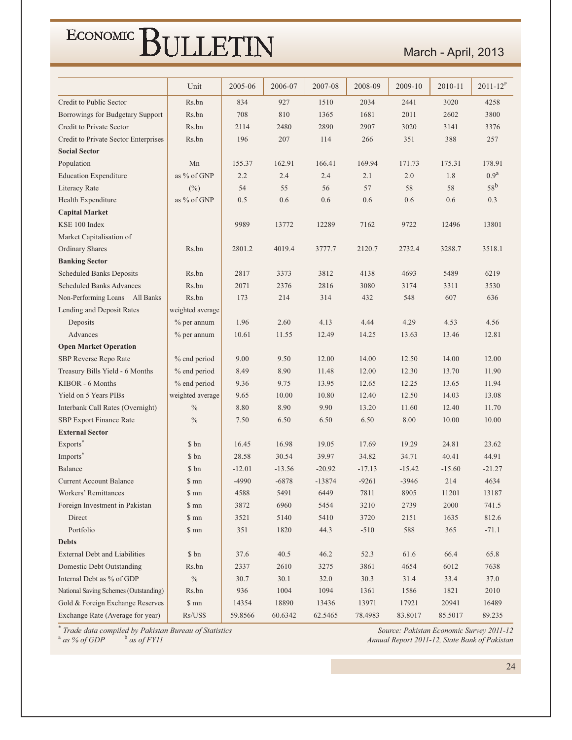| | Unit | 2005-06 | 2006-07 | 2007-08 | 2008-09 | 2009-10 | 2010-11 | 2011-12[P] |
|---|---|---|---|---|---|---|---|---|
| Credit to Public Sector | Rs.bn | 834 | 927 | 1510 | 2034 | 2441 | 3020 | 4258 |
| Borrowings for Budgetary Support | Rs.bn | 708 | 810 | 1365 | 1681 | 2011 | 2602 | 3800 |
| Credit to Private Sector | Rs.bn | 2114 | 2480 | 2890 | 2907 | 3020 | 3141 | 3376 |
| Credit to Private Sector Enterprises | Rs.bn | 196 | 207 | 114 | 266 | 351 | 388 | 257 |
| **Social Sector** | | | | | | | | |
| Population | Mn | 155.37 | 162.91 | 166.41 | 169.94 | 171.73 | 175.31 | 178.91 |
| Education Expenditure | as % of GNP | 2.2 | 2.4 | 2.4 | 2.1 | 2.0 | 1.8 | 0.9[a] |
| Literacy Rate | (%) | 54 | 55 | 56 | 57 | 58 | 58 | 58[b] |
| Health Expenditure | as % of GNP | 0.5 | 0.6 | 0.6 | 0.6 | 0.6 | 0.6 | 0.3 |
| **Capital Market** | | | | | | | | |
| KSE 100 Index | | 9989 | 13772 | 12289 | 7162 | 9722 | 12496 | 13801 |
| Market Capitalisation of Ordinary Shares | Rs.bn | 2801.2 | 4019.4 | 3777.7 | 2120.7 | 2732.4 | 3288.7 | 3518.1 |
| **Banking Sector** | | | | | | | | |
| Scheduled Banks Deposits | Rs.bn | 2817 | 3373 | 3812 | 4138 | 4693 | 5489 | 6219 |
| Scheduled Banks Advances | Rs.bn | 2071 | 2376 | 2816 | 3080 | 3174 | 3311 | 3530 |
| Non-Performing Loans All Banks | Rs.bn | 173 | 214 | 314 | 432 | 548 | 607 | 636 |
| Lending and Deposit Rates | weighted average | | | | | | | |
| Deposits | % per annum | 1.96 | 2.60 | 4.13 | 4.44 | 4.29 | 4.53 | 4.56 |
| Advances | % per annum | 10.61 | 11.55 | 12.49 | 14.25 | 13.63 | 13.46 | 12.81 |
| **Open Market Operation** | | | | | | | | |
| SBP Reverse Repo Rate | % end period | 9.00 | 9.50 | 12.00 | 14.00 | 12.50 | 14.00 | 12.00 |
| Treasury Bills Yield - 6 Months | % end period | 8.49 | 8.90 | 11.48 | 12.00 | 12.30 | 13.70 | 11.90 |
| KIBOR - 6 Months | % end period | 9.36 | 9.75 | 13.95 | 12.65 | 12.25 | 13.65 | 11.94 |
| Yield on 5 Years PIBs | weighted average | 9.65 | 10.00 | 10.80 | 12.40 | 12.50 | 14.03 | 13.08 |
| Interbank Call Rates (Overnight) | % | 8.80 | 8.90 | 9.90 | 13.20 | 11.60 | 12.40 | 11.70 |
| SBP Export Finance Rate | % | 7.50 | 6.50 | 6.50 | 6.50 | 8.00 | 10.00 | 10.00 |
| **External Sector** | | | | | | | | |
| Exports* | $ bn | 16.45 | 16.98 | 19.05 | 17.69 | 19.29 | 24.81 | 23.62 |
| Imports* | $ bn | 28.58 | 30.54 | 39.97 | 34.82 | 34.71 | 40.41 | 44.91 |
| Balance | $ bn | -12.01 | -13.56 | -20.92 | -17.13 | -15.42 | -15.60 | -21.27 |
| Current Account Balance | $ mn | -4990 | -6878 | -13874 | -9261 | -3946 | 214 | 4634 |
| Workers' Remittances | $ mn | 4588 | 5491 | 6449 | 7811 | 8905 | 11201 | 13187 |
| Foreign Investment in Pakistan | $ mn | 3872 | 6960 | 5454 | 3210 | 2739 | 2000 | 741.5 |
| Direct | $ mn | 3521 | 5140 | 5410 | 3720 | 2151 | 1635 | 812.6 |
| Portfolio | $ mn | 351 | 1820 | 44.3 | -510 | 588 | 365 | -71.1 |
| **Debts** | | | | | | | | |
| External Debt and Liabilities | $ bn | 37.6 | 40.5 | 46.2 | 52.3 | 61.6 | 66.4 | 65.8 |
| Domestic Debt Outstanding | Rs.bn | 2337 | 2610 | 3275 | 3861 | 4654 | 6012 | 7638 |
| Internal Debt as % of GDP | % | 30.7 | 30.1 | 32.0 | 30.3 | 31.4 | 33.4 | 37.0 |
| National Saving Schemes (Outstanding) | Rs.bn | 936 | 1004 | 1094 | 1361 | 1586 | 1821 | 2010 |
| Gold & Foreign Exchange Reserves | $ mn | 14354 | 18890 | 13436 | 13971 | 17921 | 20941 | 16489 |
| Exchange Rate (Average for year) | Rs/US$ | 59.8566 | 60.6342 | 62.5465 | 78.4983 | 83.8017 | 85.5017 | 89.235 |

*\* Trade data compiled by Pakistan Bureau of Statistics*

*[a] as % of GDP* *[b] as of FY11*

*Source: Pakistan Economic Survey 2011-12*
*Annual Report 2011-12, State Bank of Pakistan*